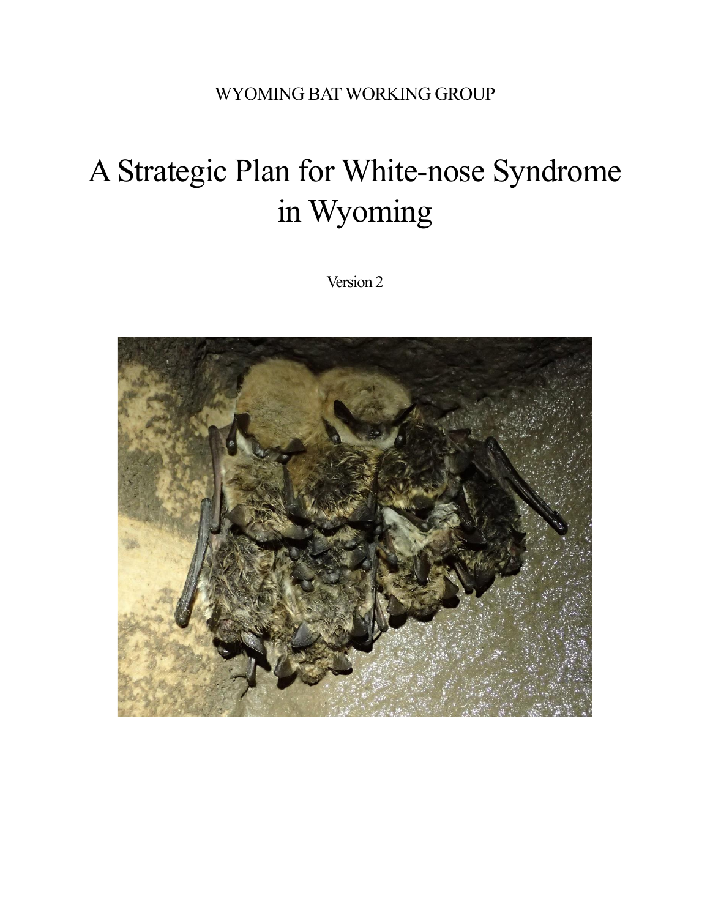WYOMING BAT WORKING GROUP

# A Strategic Plan for White-nose Syndrome in Wyoming

Version 2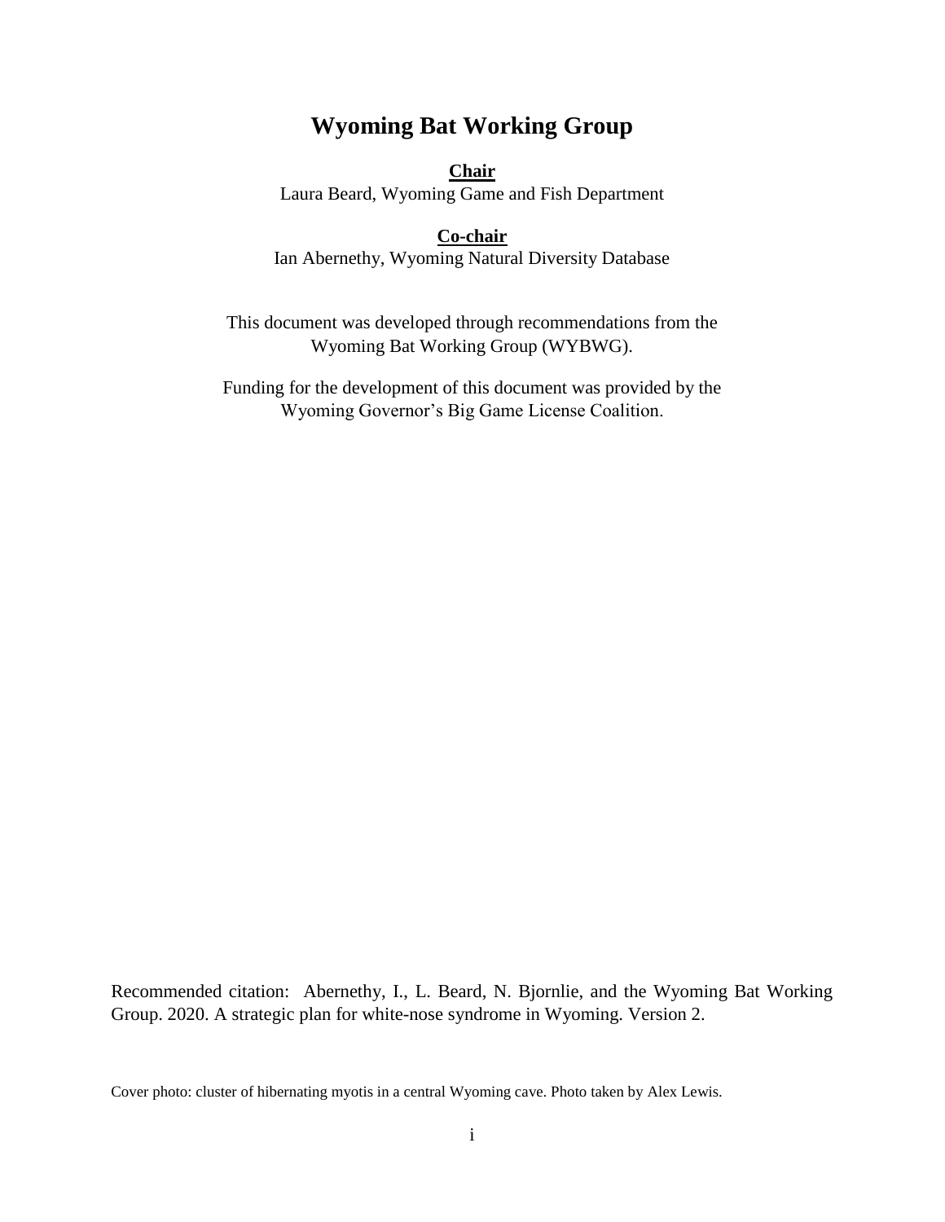# Wyoming Bat Working Group

**Chair**

Laura Beard, Wyoming Game and Fish Department

**Co-chair**

Ian Abernethy, Wyoming Natural Diversity Database

This document was developed through recommendations from the Wyoming Bat Working Group (WYBWG).

Funding for the development of this document was provided by the Wyoming Governor's Big Game License Coalition.

Recommended citation: Abernethy, I., L. Beard, N. Bjornlie, and the Wyoming Bat Working Group. 2020. A strategic plan for white-nose syndrome in Wyoming. Version 2.

Cover photo: cluster of hibernating myotis in a central Wyoming cave. Photo taken by Alex Lewis.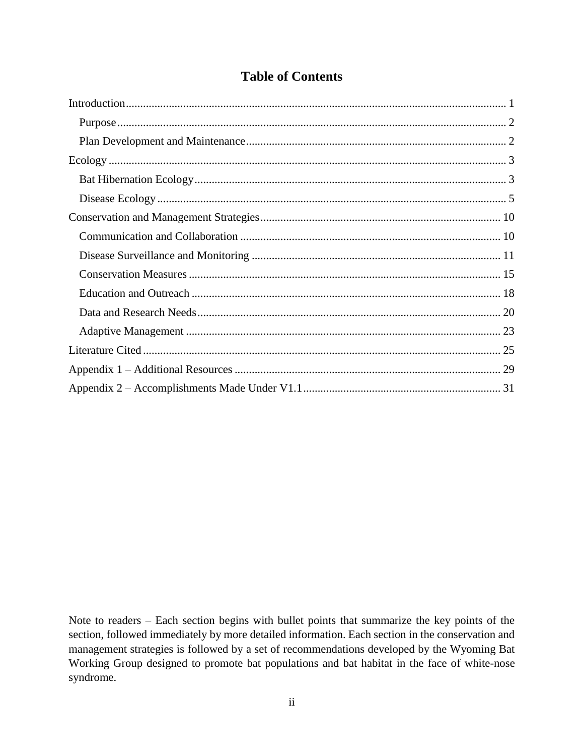# Table of Contents

Introduction ..... 1

- Purpose ..... 2
- Plan Development and Maintenance ..... 2

Ecology ..... 3

- Bat Hibernation Ecology ..... 3
- Disease Ecology ..... 5

Conservation and Management Strategies ..... 10

- Communication and Collaboration ..... 10
- Disease Surveillance and Monitoring ..... 11
- Conservation Measures ..... 15
- Education and Outreach ..... 18
- Data and Research Needs ..... 20
- Adaptive Management ..... 23

Literature Cited ..... 25

Appendix 1 – Additional Resources ..... 29

Appendix 2 – Accomplishments Made Under V1.1 ..... 31

Note to readers – Each section begins with bullet points that summarize the key points of the section, followed immediately by more detailed information. Each section in the conservation and management strategies is followed by a set of recommendations developed by the Wyoming Bat Working Group designed to promote bat populations and bat habitat in the face of white-nose syndrome.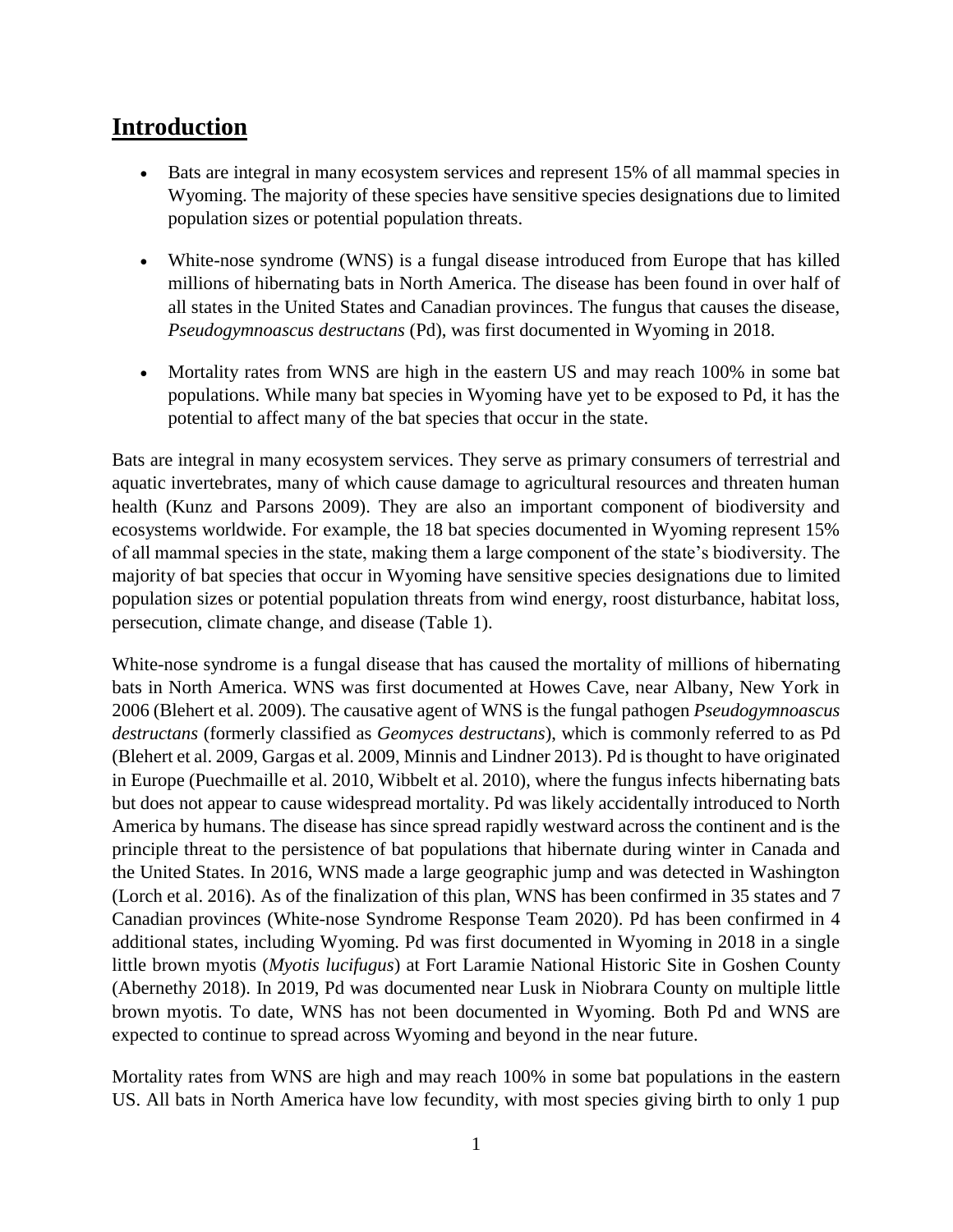## Introduction

- Bats are integral in many ecosystem services and represent 15% of all mammal species in Wyoming. The majority of these species have sensitive species designations due to limited population sizes or potential population threats.

- White-nose syndrome (WNS) is a fungal disease introduced from Europe that has killed millions of hibernating bats in North America. The disease has been found in over half of all states in the United States and Canadian provinces. The fungus that causes the disease, *Pseudogymnoascus destructans* (Pd), was first documented in Wyoming in 2018.

- Mortality rates from WNS are high in the eastern US and may reach 100% in some bat populations. While many bat species in Wyoming have yet to be exposed to Pd, it has the potential to affect many of the bat species that occur in the state.

Bats are integral in many ecosystem services. They serve as primary consumers of terrestrial and aquatic invertebrates, many of which cause damage to agricultural resources and threaten human health (Kunz and Parsons 2009). They are also an important component of biodiversity and ecosystems worldwide. For example, the 18 bat species documented in Wyoming represent 15% of all mammal species in the state, making them a large component of the state's biodiversity. The majority of bat species that occur in Wyoming have sensitive species designations due to limited population sizes or potential population threats from wind energy, roost disturbance, habitat loss, persecution, climate change, and disease (Table 1).

White-nose syndrome is a fungal disease that has caused the mortality of millions of hibernating bats in North America. WNS was first documented at Howes Cave, near Albany, New York in 2006 (Blehert et al. 2009). The causative agent of WNS is the fungal pathogen *Pseudogymnoascus destructans* (formerly classified as *Geomyces destructans*), which is commonly referred to as Pd (Blehert et al. 2009, Gargas et al. 2009, Minnis and Lindner 2013). Pd is thought to have originated in Europe (Puechmaille et al. 2010, Wibbelt et al. 2010), where the fungus infects hibernating bats but does not appear to cause widespread mortality. Pd was likely accidentally introduced to North America by humans. The disease has since spread rapidly westward across the continent and is the principle threat to the persistence of bat populations that hibernate during winter in Canada and the United States. In 2016, WNS made a large geographic jump and was detected in Washington (Lorch et al. 2016). As of the finalization of this plan, WNS has been confirmed in 35 states and 7 Canadian provinces (White-nose Syndrome Response Team 2020). Pd has been confirmed in 4 additional states, including Wyoming. Pd was first documented in Wyoming in 2018 in a single little brown myotis (*Myotis lucifugus*) at Fort Laramie National Historic Site in Goshen County (Abernethy 2018). In 2019, Pd was documented near Lusk in Niobrara County on multiple little brown myotis. To date, WNS has not been documented in Wyoming. Both Pd and WNS are expected to continue to spread across Wyoming and beyond in the near future.

Mortality rates from WNS are high and may reach 100% in some bat populations in the eastern US. All bats in North America have low fecundity, with most species giving birth to only 1 pup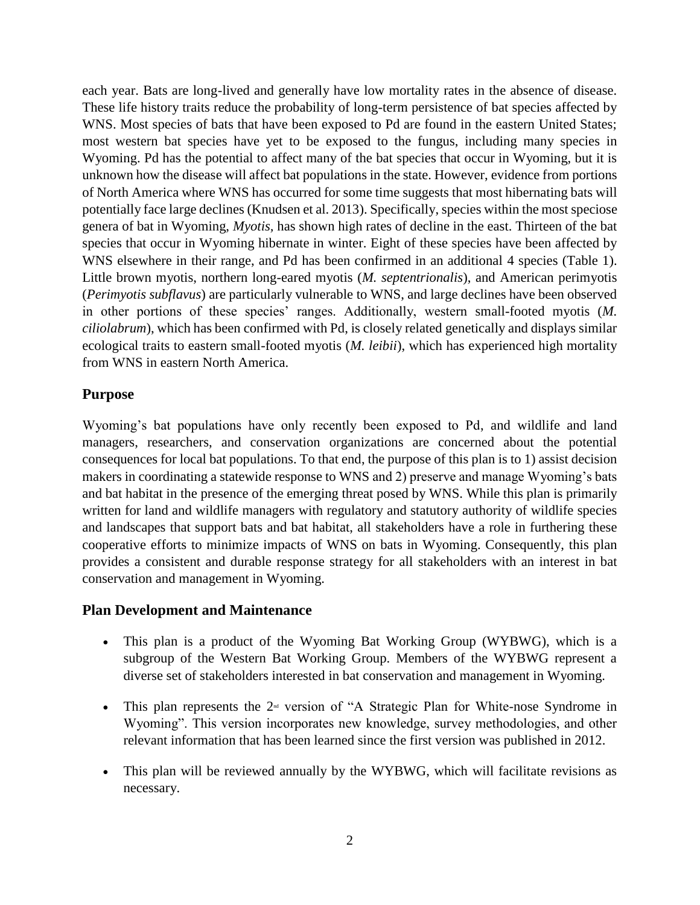each year. Bats are long-lived and generally have low mortality rates in the absence of disease. These life history traits reduce the probability of long-term persistence of bat species affected by WNS. Most species of bats that have been exposed to Pd are found in the eastern United States; most western bat species have yet to be exposed to the fungus, including many species in Wyoming. Pd has the potential to affect many of the bat species that occur in Wyoming, but it is unknown how the disease will affect bat populations in the state. However, evidence from portions of North America where WNS has occurred for some time suggests that most hibernating bats will potentially face large declines (Knudsen et al. 2013). Specifically, species within the most speciose genera of bat in Wyoming, *Myotis*, has shown high rates of decline in the east. Thirteen of the bat species that occur in Wyoming hibernate in winter. Eight of these species have been affected by WNS elsewhere in their range, and Pd has been confirmed in an additional 4 species (Table 1). Little brown myotis, northern long-eared myotis (*M. septentrionalis*), and American perimyotis (*Perimyotis subflavus*) are particularly vulnerable to WNS, and large declines have been observed in other portions of these species' ranges. Additionally, western small-footed myotis (*M. ciliolabrum*), which has been confirmed with Pd, is closely related genetically and displays similar ecological traits to eastern small-footed myotis (*M. leibii*), which has experienced high mortality from WNS in eastern North America.

## Purpose

Wyoming's bat populations have only recently been exposed to Pd, and wildlife and land managers, researchers, and conservation organizations are concerned about the potential consequences for local bat populations. To that end, the purpose of this plan is to 1) assist decision makers in coordinating a statewide response to WNS and 2) preserve and manage Wyoming's bats and bat habitat in the presence of the emerging threat posed by WNS. While this plan is primarily written for land and wildlife managers with regulatory and statutory authority of wildlife species and landscapes that support bats and bat habitat, all stakeholders have a role in furthering these cooperative efforts to minimize impacts of WNS on bats in Wyoming. Consequently, this plan provides a consistent and durable response strategy for all stakeholders with an interest in bat conservation and management in Wyoming.

## Plan Development and Maintenance

- This plan is a product of the Wyoming Bat Working Group (WYBWG), which is a subgroup of the Western Bat Working Group. Members of the WYBWG represent a diverse set of stakeholders interested in bat conservation and management in Wyoming.
- This plan represents the 2nd version of "A Strategic Plan for White-nose Syndrome in Wyoming". This version incorporates new knowledge, survey methodologies, and other relevant information that has been learned since the first version was published in 2012.
- This plan will be reviewed annually by the WYBWG, which will facilitate revisions as necessary.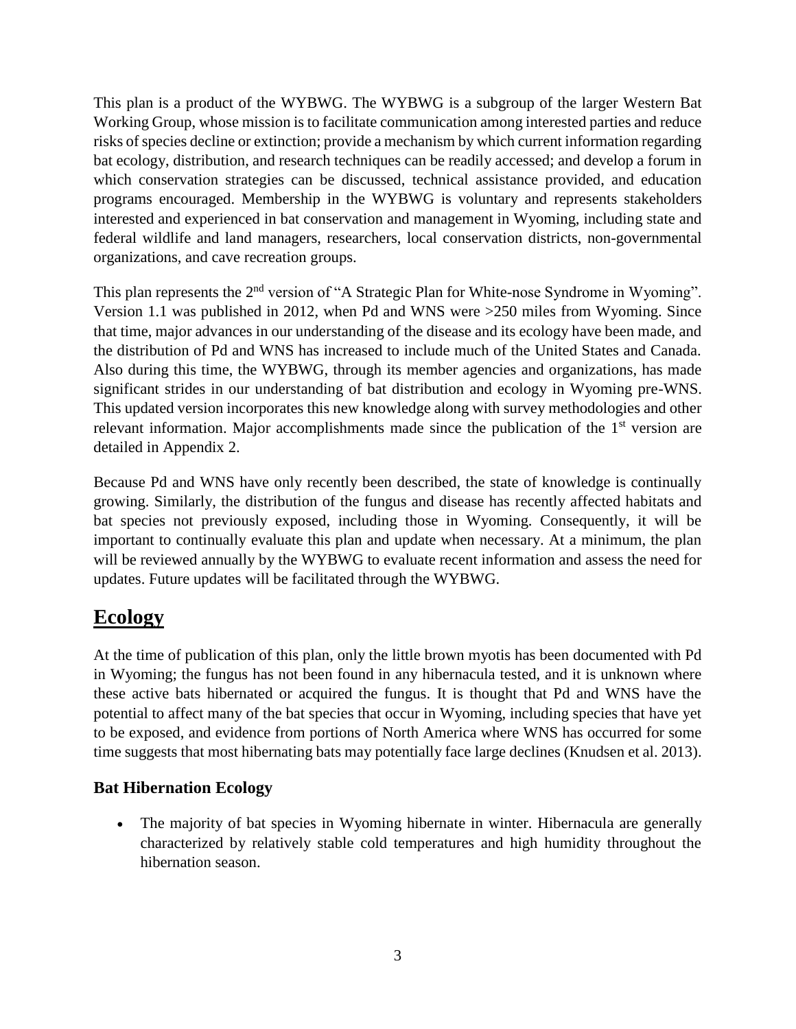This plan is a product of the WYBWG. The WYBWG is a subgroup of the larger Western Bat Working Group, whose mission is to facilitate communication among interested parties and reduce risks of species decline or extinction; provide a mechanism by which current information regarding bat ecology, distribution, and research techniques can be readily accessed; and develop a forum in which conservation strategies can be discussed, technical assistance provided, and education programs encouraged. Membership in the WYBWG is voluntary and represents stakeholders interested and experienced in bat conservation and management in Wyoming, including state and federal wildlife and land managers, researchers, local conservation districts, non-governmental organizations, and cave recreation groups.

This plan represents the 2nd version of "A Strategic Plan for White-nose Syndrome in Wyoming". Version 1.1 was published in 2012, when Pd and WNS were >250 miles from Wyoming. Since that time, major advances in our understanding of the disease and its ecology have been made, and the distribution of Pd and WNS has increased to include much of the United States and Canada. Also during this time, the WYBWG, through its member agencies and organizations, has made significant strides in our understanding of bat distribution and ecology in Wyoming pre-WNS. This updated version incorporates this new knowledge along with survey methodologies and other relevant information. Major accomplishments made since the publication of the 1st version are detailed in Appendix 2.

Because Pd and WNS have only recently been described, the state of knowledge is continually growing. Similarly, the distribution of the fungus and disease has recently affected habitats and bat species not previously exposed, including those in Wyoming. Consequently, it will be important to continually evaluate this plan and update when necessary. At a minimum, the plan will be reviewed annually by the WYBWG to evaluate recent information and assess the need for updates. Future updates will be facilitated through the WYBWG.

# Ecology

At the time of publication of this plan, only the little brown myotis has been documented with Pd in Wyoming; the fungus has not been found in any hibernacula tested, and it is unknown where these active bats hibernated or acquired the fungus. It is thought that Pd and WNS have the potential to affect many of the bat species that occur in Wyoming, including species that have yet to be exposed, and evidence from portions of North America where WNS has occurred for some time suggests that most hibernating bats may potentially face large declines (Knudsen et al. 2013).

## Bat Hibernation Ecology

- The majority of bat species in Wyoming hibernate in winter. Hibernacula are generally characterized by relatively stable cold temperatures and high humidity throughout the hibernation season.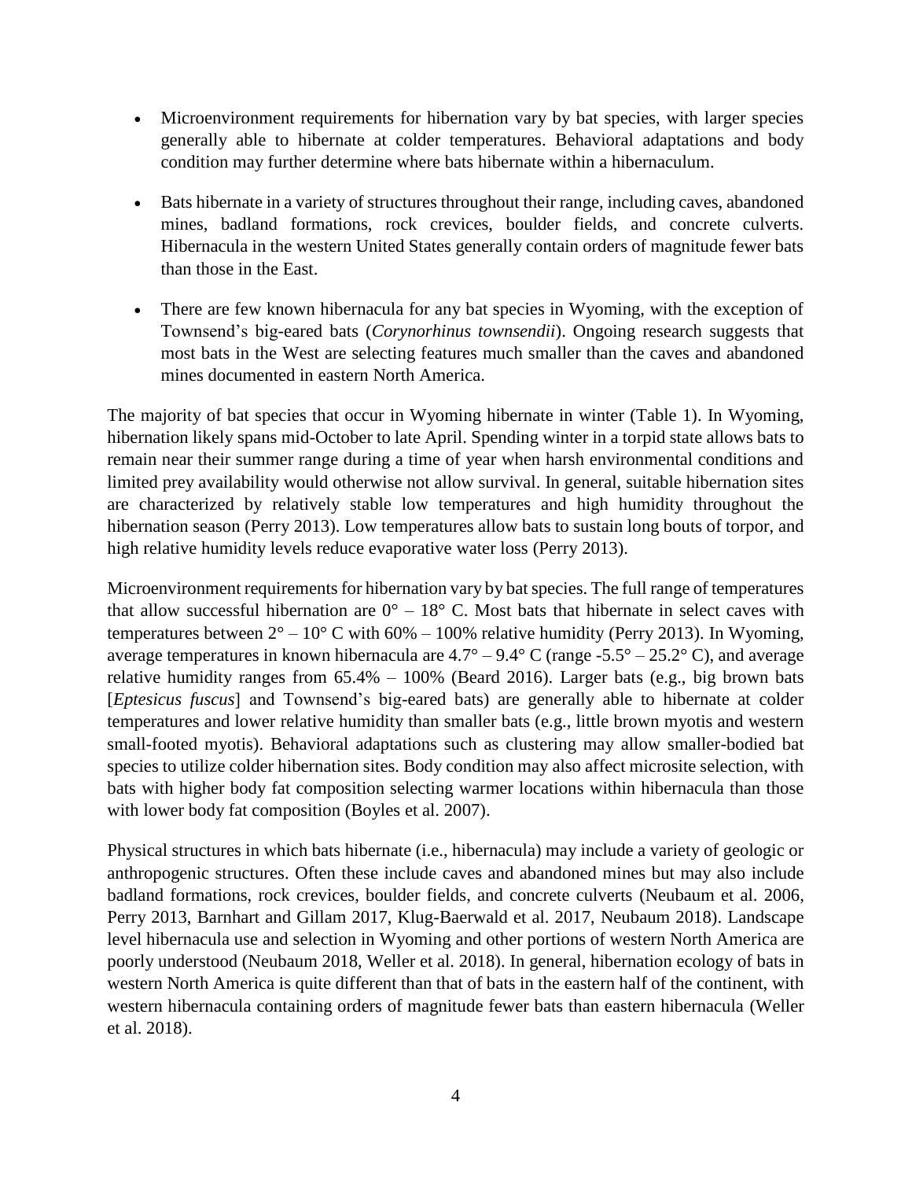- Microenvironment requirements for hibernation vary by bat species, with larger species generally able to hibernate at colder temperatures. Behavioral adaptations and body condition may further determine where bats hibernate within a hibernaculum.

- Bats hibernate in a variety of structures throughout their range, including caves, abandoned mines, badland formations, rock crevices, boulder fields, and concrete culverts. Hibernacula in the western United States generally contain orders of magnitude fewer bats than those in the East.

- There are few known hibernacula for any bat species in Wyoming, with the exception of Townsend's big-eared bats (*Corynorhinus townsendii*). Ongoing research suggests that most bats in the West are selecting features much smaller than the caves and abandoned mines documented in eastern North America.

The majority of bat species that occur in Wyoming hibernate in winter (Table 1). In Wyoming, hibernation likely spans mid-October to late April. Spending winter in a torpid state allows bats to remain near their summer range during a time of year when harsh environmental conditions and limited prey availability would otherwise not allow survival. In general, suitable hibernation sites are characterized by relatively stable low temperatures and high humidity throughout the hibernation season (Perry 2013). Low temperatures allow bats to sustain long bouts of torpor, and high relative humidity levels reduce evaporative water loss (Perry 2013).

Microenvironment requirements for hibernation vary by bat species. The full range of temperatures that allow successful hibernation are 0° – 18° C. Most bats that hibernate in select caves with temperatures between 2° – 10° C with 60% – 100% relative humidity (Perry 2013). In Wyoming, average temperatures in known hibernacula are 4.7° – 9.4° C (range -5.5° – 25.2° C), and average relative humidity ranges from 65.4% – 100% (Beard 2016). Larger bats (e.g., big brown bats [*Eptesicus fuscus*] and Townsend's big-eared bats) are generally able to hibernate at colder temperatures and lower relative humidity than smaller bats (e.g., little brown myotis and western small-footed myotis). Behavioral adaptations such as clustering may allow smaller-bodied bat species to utilize colder hibernation sites. Body condition may also affect microsite selection, with bats with higher body fat composition selecting warmer locations within hibernacula than those with lower body fat composition (Boyles et al. 2007).

Physical structures in which bats hibernate (i.e., hibernacula) may include a variety of geologic or anthropogenic structures. Often these include caves and abandoned mines but may also include badland formations, rock crevices, boulder fields, and concrete culverts (Neubaum et al. 2006, Perry 2013, Barnhart and Gillam 2017, Klug-Baerwald et al. 2017, Neubaum 2018). Landscape level hibernacula use and selection in Wyoming and other portions of western North America are poorly understood (Neubaum 2018, Weller et al. 2018). In general, hibernation ecology of bats in western North America is quite different than that of bats in the eastern half of the continent, with western hibernacula containing orders of magnitude fewer bats than eastern hibernacula (Weller et al. 2018).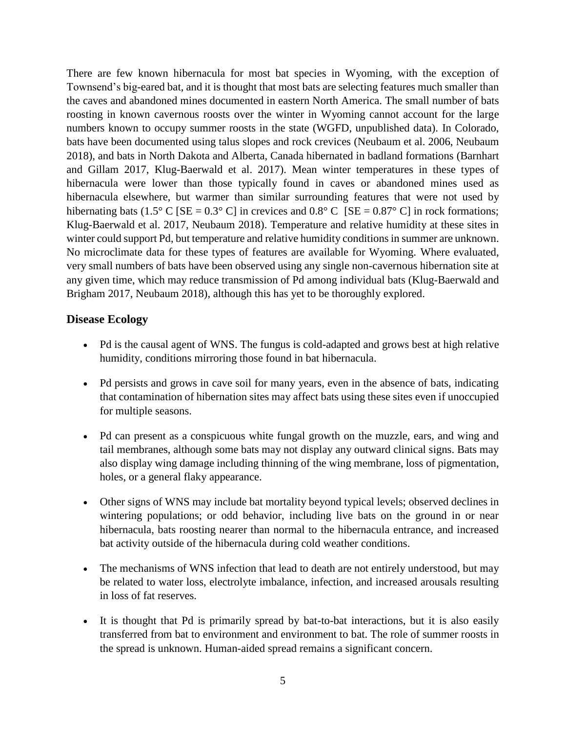There are few known hibernacula for most bat species in Wyoming, with the exception of Townsend's big-eared bat, and it is thought that most bats are selecting features much smaller than the caves and abandoned mines documented in eastern North America. The small number of bats roosting in known cavernous roosts over the winter in Wyoming cannot account for the large numbers known to occupy summer roosts in the state (WGFD, unpublished data). In Colorado, bats have been documented using talus slopes and rock crevices (Neubaum et al. 2006, Neubaum 2018), and bats in North Dakota and Alberta, Canada hibernated in badland formations (Barnhart and Gillam 2017, Klug-Baerwald et al. 2017). Mean winter temperatures in these types of hibernacula were lower than those typically found in caves or abandoned mines used as hibernacula elsewhere, but warmer than similar surrounding features that were not used by hibernating bats (1.5° C [SE = 0.3° C] in crevices and 0.8° C [SE = 0.87° C] in rock formations; Klug-Baerwald et al. 2017, Neubaum 2018). Temperature and relative humidity at these sites in winter could support Pd, but temperature and relative humidity conditions in summer are unknown. No microclimate data for these types of features are available for Wyoming. Where evaluated, very small numbers of bats have been observed using any single non-cavernous hibernation site at any given time, which may reduce transmission of Pd among individual bats (Klug-Baerwald and Brigham 2017, Neubaum 2018), although this has yet to be thoroughly explored.

## Disease Ecology

- Pd is the causal agent of WNS. The fungus is cold-adapted and grows best at high relative humidity, conditions mirroring those found in bat hibernacula.
- Pd persists and grows in cave soil for many years, even in the absence of bats, indicating that contamination of hibernation sites may affect bats using these sites even if unoccupied for multiple seasons.
- Pd can present as a conspicuous white fungal growth on the muzzle, ears, and wing and tail membranes, although some bats may not display any outward clinical signs. Bats may also display wing damage including thinning of the wing membrane, loss of pigmentation, holes, or a general flaky appearance.
- Other signs of WNS may include bat mortality beyond typical levels; observed declines in wintering populations; or odd behavior, including live bats on the ground in or near hibernacula, bats roosting nearer than normal to the hibernacula entrance, and increased bat activity outside of the hibernacula during cold weather conditions.
- The mechanisms of WNS infection that lead to death are not entirely understood, but may be related to water loss, electrolyte imbalance, infection, and increased arousals resulting in loss of fat reserves.
- It is thought that Pd is primarily spread by bat-to-bat interactions, but it is also easily transferred from bat to environment and environment to bat. The role of summer roosts in the spread is unknown. Human-aided spread remains a significant concern.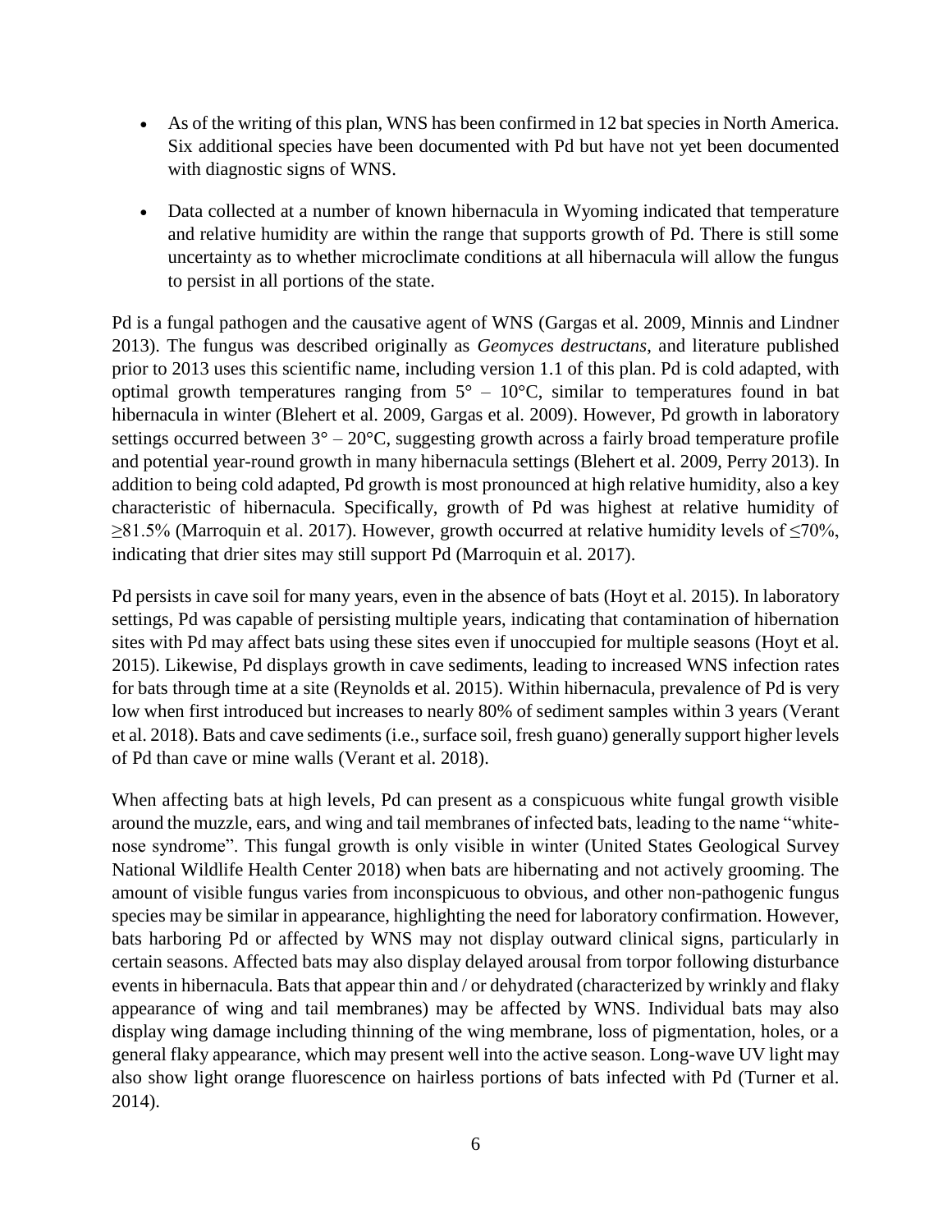- As of the writing of this plan, WNS has been confirmed in 12 bat species in North America. Six additional species have been documented with Pd but have not yet been documented with diagnostic signs of WNS.
- Data collected at a number of known hibernacula in Wyoming indicated that temperature and relative humidity are within the range that supports growth of Pd. There is still some uncertainty as to whether microclimate conditions at all hibernacula will allow the fungus to persist in all portions of the state.

Pd is a fungal pathogen and the causative agent of WNS (Gargas et al. 2009, Minnis and Lindner 2013). The fungus was described originally as *Geomyces destructans*, and literature published prior to 2013 uses this scientific name, including version 1.1 of this plan. Pd is cold adapted, with optimal growth temperatures ranging from 5° – 10°C, similar to temperatures found in bat hibernacula in winter (Blehert et al. 2009, Gargas et al. 2009). However, Pd growth in laboratory settings occurred between 3° – 20°C, suggesting growth across a fairly broad temperature profile and potential year-round growth in many hibernacula settings (Blehert et al. 2009, Perry 2013). In addition to being cold adapted, Pd growth is most pronounced at high relative humidity, also a key characteristic of hibernacula. Specifically, growth of Pd was highest at relative humidity of ≥81.5% (Marroquin et al. 2017). However, growth occurred at relative humidity levels of ≤70%, indicating that drier sites may still support Pd (Marroquin et al. 2017).

Pd persists in cave soil for many years, even in the absence of bats (Hoyt et al. 2015). In laboratory settings, Pd was capable of persisting multiple years, indicating that contamination of hibernation sites with Pd may affect bats using these sites even if unoccupied for multiple seasons (Hoyt et al. 2015). Likewise, Pd displays growth in cave sediments, leading to increased WNS infection rates for bats through time at a site (Reynolds et al. 2015). Within hibernacula, prevalence of Pd is very low when first introduced but increases to nearly 80% of sediment samples within 3 years (Verant et al. 2018). Bats and cave sediments (i.e., surface soil, fresh guano) generally support higher levels of Pd than cave or mine walls (Verant et al. 2018).

When affecting bats at high levels, Pd can present as a conspicuous white fungal growth visible around the muzzle, ears, and wing and tail membranes of infected bats, leading to the name "white-nose syndrome". This fungal growth is only visible in winter (United States Geological Survey National Wildlife Health Center 2018) when bats are hibernating and not actively grooming. The amount of visible fungus varies from inconspicuous to obvious, and other non-pathogenic fungus species may be similar in appearance, highlighting the need for laboratory confirmation. However, bats harboring Pd or affected by WNS may not display outward clinical signs, particularly in certain seasons. Affected bats may also display delayed arousal from torpor following disturbance events in hibernacula. Bats that appear thin and / or dehydrated (characterized by wrinkly and flaky appearance of wing and tail membranes) may be affected by WNS. Individual bats may also display wing damage including thinning of the wing membrane, loss of pigmentation, holes, or a general flaky appearance, which may present well into the active season. Long-wave UV light may also show light orange fluorescence on hairless portions of bats infected with Pd (Turner et al. 2014).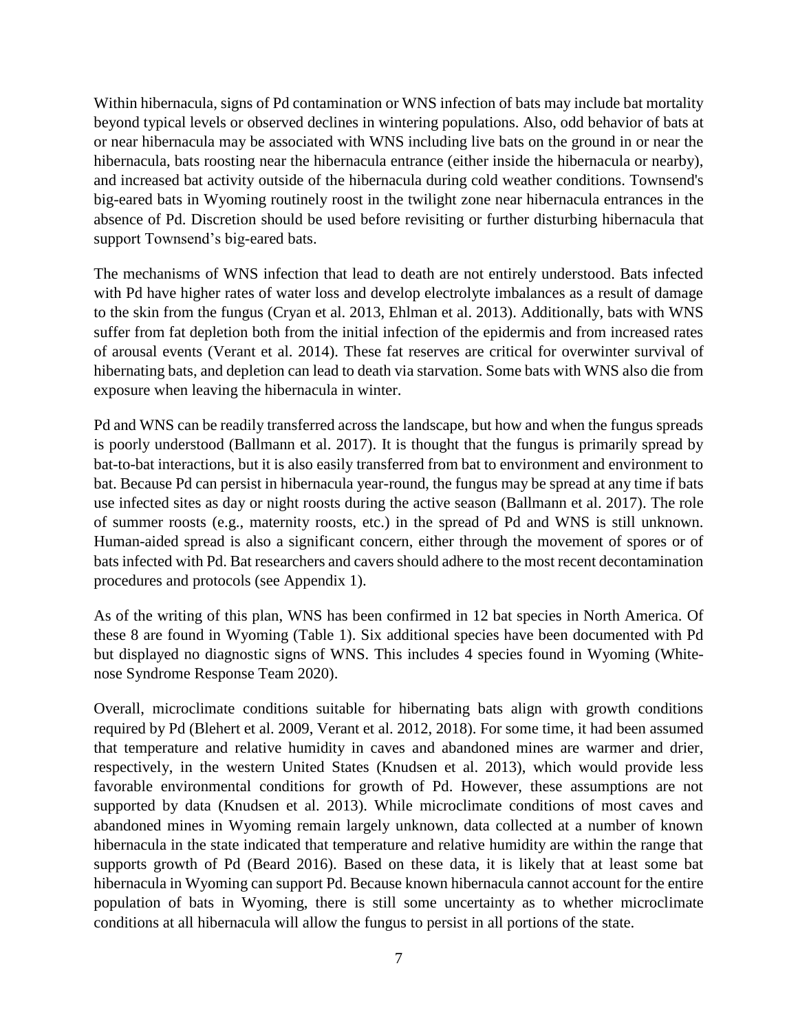Within hibernacula, signs of Pd contamination or WNS infection of bats may include bat mortality beyond typical levels or observed declines in wintering populations. Also, odd behavior of bats at or near hibernacula may be associated with WNS including live bats on the ground in or near the hibernacula, bats roosting near the hibernacula entrance (either inside the hibernacula or nearby), and increased bat activity outside of the hibernacula during cold weather conditions. Townsend's big-eared bats in Wyoming routinely roost in the twilight zone near hibernacula entrances in the absence of Pd. Discretion should be used before revisiting or further disturbing hibernacula that support Townsend's big-eared bats.

The mechanisms of WNS infection that lead to death are not entirely understood. Bats infected with Pd have higher rates of water loss and develop electrolyte imbalances as a result of damage to the skin from the fungus (Cryan et al. 2013, Ehlman et al. 2013). Additionally, bats with WNS suffer from fat depletion both from the initial infection of the epidermis and from increased rates of arousal events (Verant et al. 2014). These fat reserves are critical for overwinter survival of hibernating bats, and depletion can lead to death via starvation. Some bats with WNS also die from exposure when leaving the hibernacula in winter.

Pd and WNS can be readily transferred across the landscape, but how and when the fungus spreads is poorly understood (Ballmann et al. 2017). It is thought that the fungus is primarily spread by bat-to-bat interactions, but it is also easily transferred from bat to environment and environment to bat. Because Pd can persist in hibernacula year-round, the fungus may be spread at any time if bats use infected sites as day or night roosts during the active season (Ballmann et al. 2017). The role of summer roosts (e.g., maternity roosts, etc.) in the spread of Pd and WNS is still unknown. Human-aided spread is also a significant concern, either through the movement of spores or of bats infected with Pd. Bat researchers and cavers should adhere to the most recent decontamination procedures and protocols (see Appendix 1).

As of the writing of this plan, WNS has been confirmed in 12 bat species in North America. Of these 8 are found in Wyoming (Table 1). Six additional species have been documented with Pd but displayed no diagnostic signs of WNS. This includes 4 species found in Wyoming (White-nose Syndrome Response Team 2020).

Overall, microclimate conditions suitable for hibernating bats align with growth conditions required by Pd (Blehert et al. 2009, Verant et al. 2012, 2018). For some time, it had been assumed that temperature and relative humidity in caves and abandoned mines are warmer and drier, respectively, in the western United States (Knudsen et al. 2013), which would provide less favorable environmental conditions for growth of Pd. However, these assumptions are not supported by data (Knudsen et al. 2013). While microclimate conditions of most caves and abandoned mines in Wyoming remain largely unknown, data collected at a number of known hibernacula in the state indicated that temperature and relative humidity are within the range that supports growth of Pd (Beard 2016). Based on these data, it is likely that at least some bat hibernacula in Wyoming can support Pd. Because known hibernacula cannot account for the entire population of bats in Wyoming, there is still some uncertainty as to whether microclimate conditions at all hibernacula will allow the fungus to persist in all portions of the state.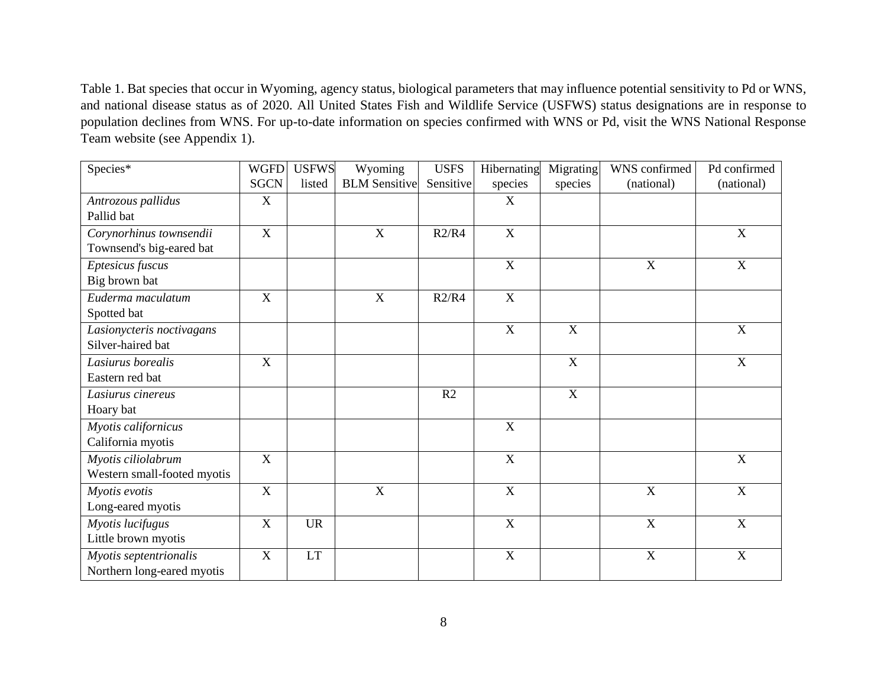Table 1. Bat species that occur in Wyoming, agency status, biological parameters that may influence potential sensitivity to Pd or WNS, and national disease status as of 2020. All United States Fish and Wildlife Service (USFWS) status designations are in response to population declines from WNS. For up-to-date information on species confirmed with WNS or Pd, visit the WNS National Response Team website (see Appendix 1).

| Species* | WGFD SGCN | USFWS listed | Wyoming BLM Sensitive | USFS Sensitive | Hibernating species | Migrating species | WNS confirmed (national) | Pd confirmed (national) |
|---|---|---|---|---|---|---|---|---|
| *Antrozous pallidus*<br>Pallid bat | X | | | | X | | | |
| *Corynorhinus townsendii*<br>Townsend's big-eared bat | X | | X | R2/R4 | X | | | X |
| *Eptesicus fuscus*<br>Big brown bat | | | | | X | | X | X |
| *Euderma maculatum*<br>Spotted bat | X | | X | R2/R4 | X | | | |
| *Lasionycteris noctivagans*<br>Silver-haired bat | | | | | X | X | | X |
| *Lasiurus borealis*<br>Eastern red bat | X | | | | | X | | X |
| *Lasiurus cinereus*<br>Hoary bat | | | | R2 | | X | | |
| *Myotis californicus*<br>California myotis | | | | | X | | | |
| *Myotis ciliolabrum*<br>Western small-footed myotis | X | | | | X | | | X |
| *Myotis evotis*<br>Long-eared myotis | X | | X | | X | | X | X |
| *Myotis lucifugus*<br>Little brown myotis | X | UR | | | X | | X | X |
| *Myotis septentrionalis*<br>Northern long-eared myotis | X | LT | | | X | | X | X |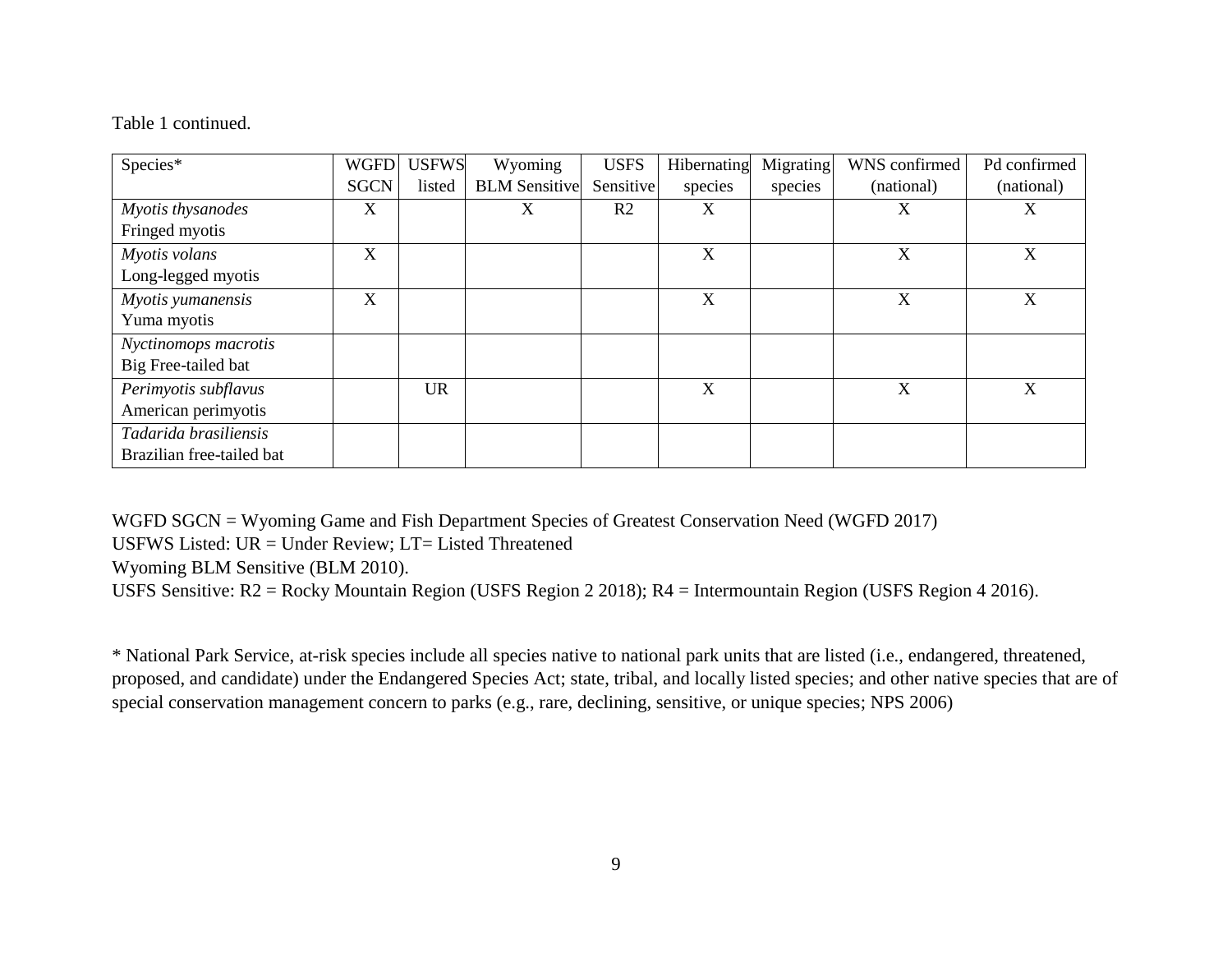Table 1 continued.

| Species* | WGFD SGCN | USFWS listed | Wyoming BLM Sensitive | USFS Sensitive | Hibernating species | Migrating species | WNS confirmed (national) | Pd confirmed (national) |
|---|---|---|---|---|---|---|---|---|
| *Myotis thysanodes* Fringed myotis | X | | X | R2 | X | | X | X |
| *Myotis volans* Long-legged myotis | X | | | | X | | X | X |
| *Myotis yumanensis* Yuma myotis | X | | | | X | | X | X |
| *Nyctinomops macrotis* Big Free-tailed bat | | | | | | | | |
| *Perimyotis subflavus* American perimyotis | | UR | | | X | | X | X |
| *Tadarida brasiliensis* Brazilian free-tailed bat | | | | | | | | |

WGFD SGCN = Wyoming Game and Fish Department Species of Greatest Conservation Need (WGFD 2017)
USFWS Listed: UR = Under Review; LT= Listed Threatened
Wyoming BLM Sensitive (BLM 2010).
USFS Sensitive: R2 = Rocky Mountain Region (USFS Region 2 2018); R4 = Intermountain Region (USFS Region 4 2016).

* National Park Service, at-risk species include all species native to national park units that are listed (i.e., endangered, threatened, proposed, and candidate) under the Endangered Species Act; state, tribal, and locally listed species; and other native species that are of special conservation management concern to parks (e.g., rare, declining, sensitive, or unique species; NPS 2006)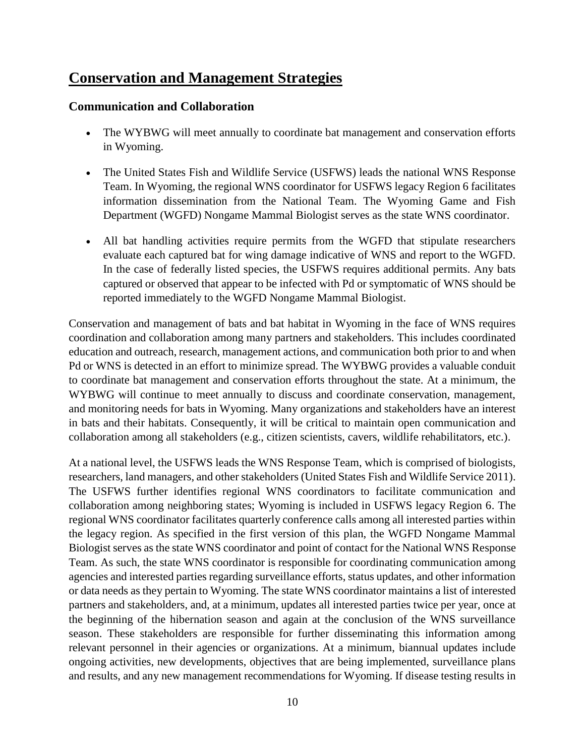# Conservation and Management Strategies

## Communication and Collaboration

- The WYBWG will meet annually to coordinate bat management and conservation efforts in Wyoming.
- The United States Fish and Wildlife Service (USFWS) leads the national WNS Response Team. In Wyoming, the regional WNS coordinator for USFWS legacy Region 6 facilitates information dissemination from the National Team. The Wyoming Game and Fish Department (WGFD) Nongame Mammal Biologist serves as the state WNS coordinator.
- All bat handling activities require permits from the WGFD that stipulate researchers evaluate each captured bat for wing damage indicative of WNS and report to the WGFD. In the case of federally listed species, the USFWS requires additional permits. Any bats captured or observed that appear to be infected with Pd or symptomatic of WNS should be reported immediately to the WGFD Nongame Mammal Biologist.

Conservation and management of bats and bat habitat in Wyoming in the face of WNS requires coordination and collaboration among many partners and stakeholders. This includes coordinated education and outreach, research, management actions, and communication both prior to and when Pd or WNS is detected in an effort to minimize spread. The WYBWG provides a valuable conduit to coordinate bat management and conservation efforts throughout the state. At a minimum, the WYBWG will continue to meet annually to discuss and coordinate conservation, management, and monitoring needs for bats in Wyoming. Many organizations and stakeholders have an interest in bats and their habitats. Consequently, it will be critical to maintain open communication and collaboration among all stakeholders (e.g., citizen scientists, cavers, wildlife rehabilitators, etc.).

At a national level, the USFWS leads the WNS Response Team, which is comprised of biologists, researchers, land managers, and other stakeholders (United States Fish and Wildlife Service 2011). The USFWS further identifies regional WNS coordinators to facilitate communication and collaboration among neighboring states; Wyoming is included in USFWS legacy Region 6. The regional WNS coordinator facilitates quarterly conference calls among all interested parties within the legacy region. As specified in the first version of this plan, the WGFD Nongame Mammal Biologist serves as the state WNS coordinator and point of contact for the National WNS Response Team. As such, the state WNS coordinator is responsible for coordinating communication among agencies and interested parties regarding surveillance efforts, status updates, and other information or data needs as they pertain to Wyoming. The state WNS coordinator maintains a list of interested partners and stakeholders, and, at a minimum, updates all interested parties twice per year, once at the beginning of the hibernation season and again at the conclusion of the WNS surveillance season. These stakeholders are responsible for further disseminating this information among relevant personnel in their agencies or organizations. At a minimum, biannual updates include ongoing activities, new developments, objectives that are being implemented, surveillance plans and results, and any new management recommendations for Wyoming. If disease testing results in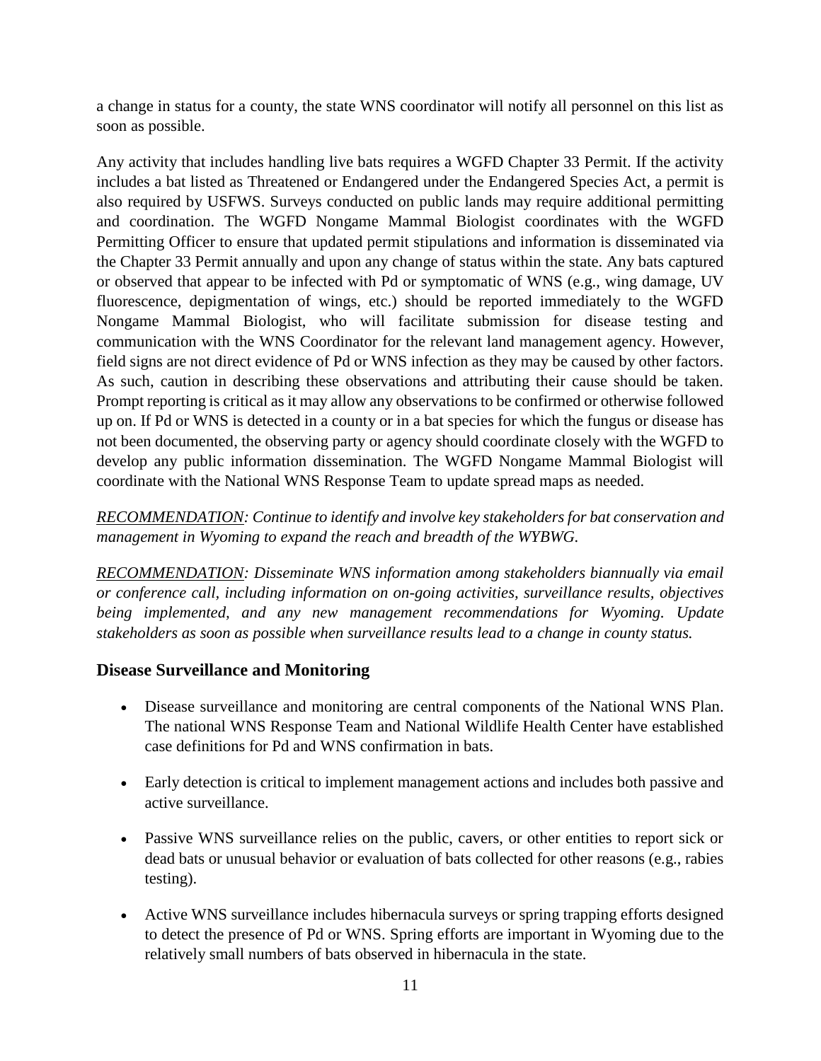a change in status for a county, the state WNS coordinator will notify all personnel on this list as soon as possible.

Any activity that includes handling live bats requires a WGFD Chapter 33 Permit. If the activity includes a bat listed as Threatened or Endangered under the Endangered Species Act, a permit is also required by USFWS. Surveys conducted on public lands may require additional permitting and coordination. The WGFD Nongame Mammal Biologist coordinates with the WGFD Permitting Officer to ensure that updated permit stipulations and information is disseminated via the Chapter 33 Permit annually and upon any change of status within the state. Any bats captured or observed that appear to be infected with Pd or symptomatic of WNS (e.g., wing damage, UV fluorescence, depigmentation of wings, etc.) should be reported immediately to the WGFD Nongame Mammal Biologist, who will facilitate submission for disease testing and communication with the WNS Coordinator for the relevant land management agency. However, field signs are not direct evidence of Pd or WNS infection as they may be caused by other factors. As such, caution in describing these observations and attributing their cause should be taken. Prompt reporting is critical as it may allow any observations to be confirmed or otherwise followed up on. If Pd or WNS is detected in a county or in a bat species for which the fungus or disease has not been documented, the observing party or agency should coordinate closely with the WGFD to develop any public information dissemination. The WGFD Nongame Mammal Biologist will coordinate with the National WNS Response Team to update spread maps as needed.

*<u>RECOMMENDATION</u>: Continue to identify and involve key stakeholders for bat conservation and management in Wyoming to expand the reach and breadth of the WYBWG.*

*<u>RECOMMENDATION</u>: Disseminate WNS information among stakeholders biannually via email or conference call, including information on on-going activities, surveillance results, objectives being implemented, and any new management recommendations for Wyoming. Update stakeholders as soon as possible when surveillance results lead to a change in county status.*

## Disease Surveillance and Monitoring

- Disease surveillance and monitoring are central components of the National WNS Plan. The national WNS Response Team and National Wildlife Health Center have established case definitions for Pd and WNS confirmation in bats.
- Early detection is critical to implement management actions and includes both passive and active surveillance.
- Passive WNS surveillance relies on the public, cavers, or other entities to report sick or dead bats or unusual behavior or evaluation of bats collected for other reasons (e.g., rabies testing).
- Active WNS surveillance includes hibernacula surveys or spring trapping efforts designed to detect the presence of Pd or WNS. Spring efforts are important in Wyoming due to the relatively small numbers of bats observed in hibernacula in the state.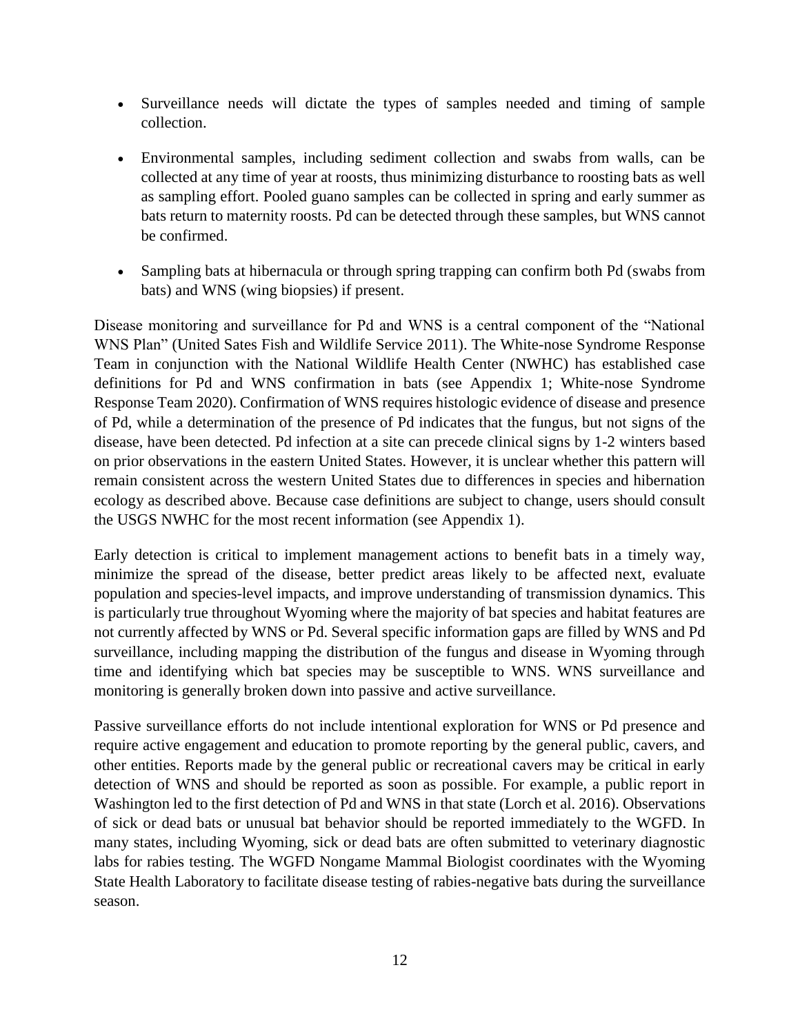- Surveillance needs will dictate the types of samples needed and timing of sample collection.

- Environmental samples, including sediment collection and swabs from walls, can be collected at any time of year at roosts, thus minimizing disturbance to roosting bats as well as sampling effort. Pooled guano samples can be collected in spring and early summer as bats return to maternity roosts. Pd can be detected through these samples, but WNS cannot be confirmed.

- Sampling bats at hibernacula or through spring trapping can confirm both Pd (swabs from bats) and WNS (wing biopsies) if present.

Disease monitoring and surveillance for Pd and WNS is a central component of the "National WNS Plan" (United Sates Fish and Wildlife Service 2011). The White-nose Syndrome Response Team in conjunction with the National Wildlife Health Center (NWHC) has established case definitions for Pd and WNS confirmation in bats (see Appendix 1; White-nose Syndrome Response Team 2020). Confirmation of WNS requires histologic evidence of disease and presence of Pd, while a determination of the presence of Pd indicates that the fungus, but not signs of the disease, have been detected. Pd infection at a site can precede clinical signs by 1-2 winters based on prior observations in the eastern United States. However, it is unclear whether this pattern will remain consistent across the western United States due to differences in species and hibernation ecology as described above. Because case definitions are subject to change, users should consult the USGS NWHC for the most recent information (see Appendix 1).

Early detection is critical to implement management actions to benefit bats in a timely way, minimize the spread of the disease, better predict areas likely to be affected next, evaluate population and species-level impacts, and improve understanding of transmission dynamics. This is particularly true throughout Wyoming where the majority of bat species and habitat features are not currently affected by WNS or Pd. Several specific information gaps are filled by WNS and Pd surveillance, including mapping the distribution of the fungus and disease in Wyoming through time and identifying which bat species may be susceptible to WNS. WNS surveillance and monitoring is generally broken down into passive and active surveillance.

Passive surveillance efforts do not include intentional exploration for WNS or Pd presence and require active engagement and education to promote reporting by the general public, cavers, and other entities. Reports made by the general public or recreational cavers may be critical in early detection of WNS and should be reported as soon as possible. For example, a public report in Washington led to the first detection of Pd and WNS in that state (Lorch et al. 2016). Observations of sick or dead bats or unusual bat behavior should be reported immediately to the WGFD. In many states, including Wyoming, sick or dead bats are often submitted to veterinary diagnostic labs for rabies testing. The WGFD Nongame Mammal Biologist coordinates with the Wyoming State Health Laboratory to facilitate disease testing of rabies-negative bats during the surveillance season.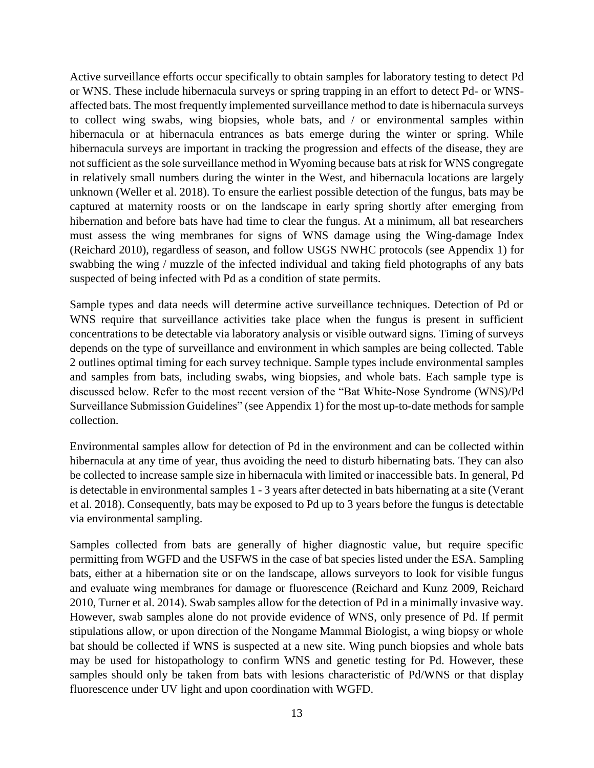Active surveillance efforts occur specifically to obtain samples for laboratory testing to detect Pd or WNS. These include hibernacula surveys or spring trapping in an effort to detect Pd- or WNS-affected bats. The most frequently implemented surveillance method to date is hibernacula surveys to collect wing swabs, wing biopsies, whole bats, and / or environmental samples within hibernacula or at hibernacula entrances as bats emerge during the winter or spring. While hibernacula surveys are important in tracking the progression and effects of the disease, they are not sufficient as the sole surveillance method in Wyoming because bats at risk for WNS congregate in relatively small numbers during the winter in the West, and hibernacula locations are largely unknown (Weller et al. 2018). To ensure the earliest possible detection of the fungus, bats may be captured at maternity roosts or on the landscape in early spring shortly after emerging from hibernation and before bats have had time to clear the fungus. At a minimum, all bat researchers must assess the wing membranes for signs of WNS damage using the Wing-damage Index (Reichard 2010), regardless of season, and follow USGS NWHC protocols (see Appendix 1) for swabbing the wing / muzzle of the infected individual and taking field photographs of any bats suspected of being infected with Pd as a condition of state permits.

Sample types and data needs will determine active surveillance techniques. Detection of Pd or WNS require that surveillance activities take place when the fungus is present in sufficient concentrations to be detectable via laboratory analysis or visible outward signs. Timing of surveys depends on the type of surveillance and environment in which samples are being collected. Table 2 outlines optimal timing for each survey technique. Sample types include environmental samples and samples from bats, including swabs, wing biopsies, and whole bats. Each sample type is discussed below. Refer to the most recent version of the "Bat White-Nose Syndrome (WNS)/Pd Surveillance Submission Guidelines" (see Appendix 1) for the most up-to-date methods for sample collection.

Environmental samples allow for detection of Pd in the environment and can be collected within hibernacula at any time of year, thus avoiding the need to disturb hibernating bats. They can also be collected to increase sample size in hibernacula with limited or inaccessible bats. In general, Pd is detectable in environmental samples 1 - 3 years after detected in bats hibernating at a site (Verant et al. 2018). Consequently, bats may be exposed to Pd up to 3 years before the fungus is detectable via environmental sampling.

Samples collected from bats are generally of higher diagnostic value, but require specific permitting from WGFD and the USFWS in the case of bat species listed under the ESA. Sampling bats, either at a hibernation site or on the landscape, allows surveyors to look for visible fungus and evaluate wing membranes for damage or fluorescence (Reichard and Kunz 2009, Reichard 2010, Turner et al. 2014). Swab samples allow for the detection of Pd in a minimally invasive way. However, swab samples alone do not provide evidence of WNS, only presence of Pd. If permit stipulations allow, or upon direction of the Nongame Mammal Biologist, a wing biopsy or whole bat should be collected if WNS is suspected at a new site. Wing punch biopsies and whole bats may be used for histopathology to confirm WNS and genetic testing for Pd. However, these samples should only be taken from bats with lesions characteristic of Pd/WNS or that display fluorescence under UV light and upon coordination with WGFD.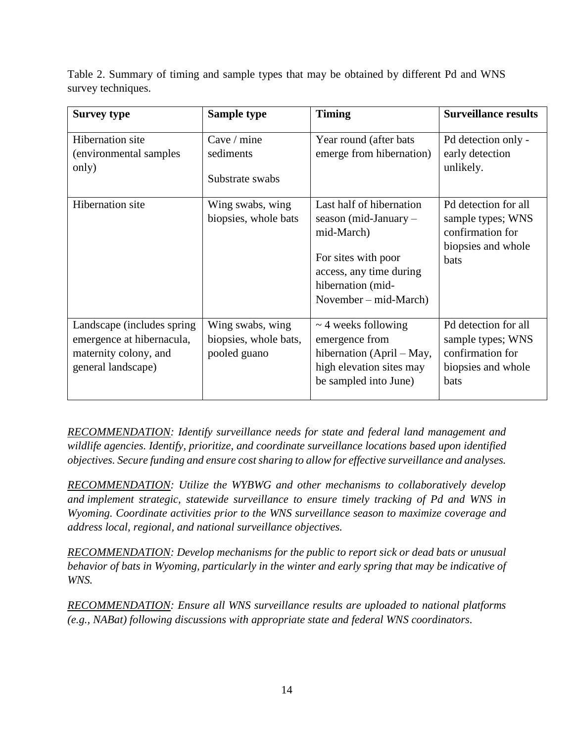Table 2. Summary of timing and sample types that may be obtained by different Pd and WNS survey techniques.

| Survey type | Sample type | Timing | Surveillance results |
|---|---|---|---|
| Hibernation site (environmental samples only) | Cave / mine sediments<br><br>Substrate swabs | Year round (after bats emerge from hibernation) | Pd detection only - early detection unlikely. |
| Hibernation site | Wing swabs, wing biopsies, whole bats | Last half of hibernation season (mid-January – mid-March)<br><br>For sites with poor access, any time during hibernation (mid-November – mid-March) | Pd detection for all sample types; WNS confirmation for biopsies and whole bats |
| Landscape (includes spring emergence at hibernacula, maternity colony, and general landscape) | Wing swabs, wing biopsies, whole bats, pooled guano | ~ 4 weeks following emergence from hibernation (April – May, high elevation sites may be sampled into June) | Pd detection for all sample types; WNS confirmation for biopsies and whole bats |

*<u>RECOMMENDATION</u>: Identify surveillance needs for state and federal land management and wildlife agencies. Identify, prioritize, and coordinate surveillance locations based upon identified objectives. Secure funding and ensure cost sharing to allow for effective surveillance and analyses.*

*<u>RECOMMENDATION</u>: Utilize the WYBWG and other mechanisms to collaboratively develop and implement strategic, statewide surveillance to ensure timely tracking of Pd and WNS in Wyoming. Coordinate activities prior to the WNS surveillance season to maximize coverage and address local, regional, and national surveillance objectives.*

*<u>RECOMMENDATION</u>: Develop mechanisms for the public to report sick or dead bats or unusual behavior of bats in Wyoming, particularly in the winter and early spring that may be indicative of WNS.*

*<u>RECOMMENDATION</u>: Ensure all WNS surveillance results are uploaded to national platforms (e.g., NABat) following discussions with appropriate state and federal WNS coordinators.*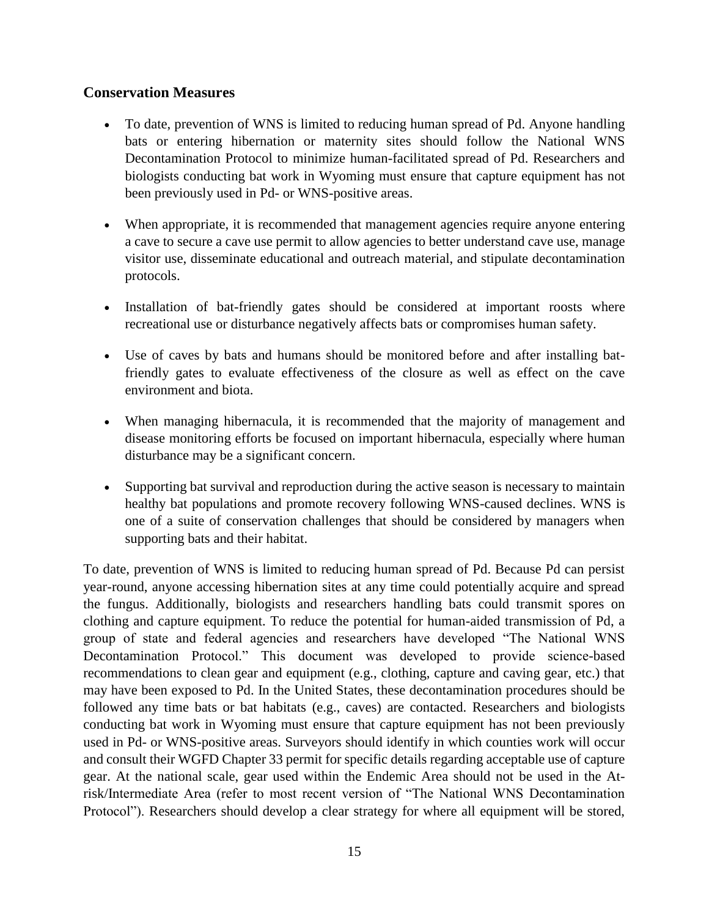## Conservation Measures

- To date, prevention of WNS is limited to reducing human spread of Pd. Anyone handling bats or entering hibernation or maternity sites should follow the National WNS Decontamination Protocol to minimize human-facilitated spread of Pd. Researchers and biologists conducting bat work in Wyoming must ensure that capture equipment has not been previously used in Pd- or WNS-positive areas.

- When appropriate, it is recommended that management agencies require anyone entering a cave to secure a cave use permit to allow agencies to better understand cave use, manage visitor use, disseminate educational and outreach material, and stipulate decontamination protocols.

- Installation of bat-friendly gates should be considered at important roosts where recreational use or disturbance negatively affects bats or compromises human safety.

- Use of caves by bats and humans should be monitored before and after installing bat-friendly gates to evaluate effectiveness of the closure as well as effect on the cave environment and biota.

- When managing hibernacula, it is recommended that the majority of management and disease monitoring efforts be focused on important hibernacula, especially where human disturbance may be a significant concern.

- Supporting bat survival and reproduction during the active season is necessary to maintain healthy bat populations and promote recovery following WNS-caused declines. WNS is one of a suite of conservation challenges that should be considered by managers when supporting bats and their habitat.

To date, prevention of WNS is limited to reducing human spread of Pd. Because Pd can persist year-round, anyone accessing hibernation sites at any time could potentially acquire and spread the fungus. Additionally, biologists and researchers handling bats could transmit spores on clothing and capture equipment. To reduce the potential for human-aided transmission of Pd, a group of state and federal agencies and researchers have developed "The National WNS Decontamination Protocol." This document was developed to provide science-based recommendations to clean gear and equipment (e.g., clothing, capture and caving gear, etc.) that may have been exposed to Pd. In the United States, these decontamination procedures should be followed any time bats or bat habitats (e.g., caves) are contacted. Researchers and biologists conducting bat work in Wyoming must ensure that capture equipment has not been previously used in Pd- or WNS-positive areas. Surveyors should identify in which counties work will occur and consult their WGFD Chapter 33 permit for specific details regarding acceptable use of capture gear. At the national scale, gear used within the Endemic Area should not be used in the At-risk/Intermediate Area (refer to most recent version of "The National WNS Decontamination Protocol"). Researchers should develop a clear strategy for where all equipment will be stored,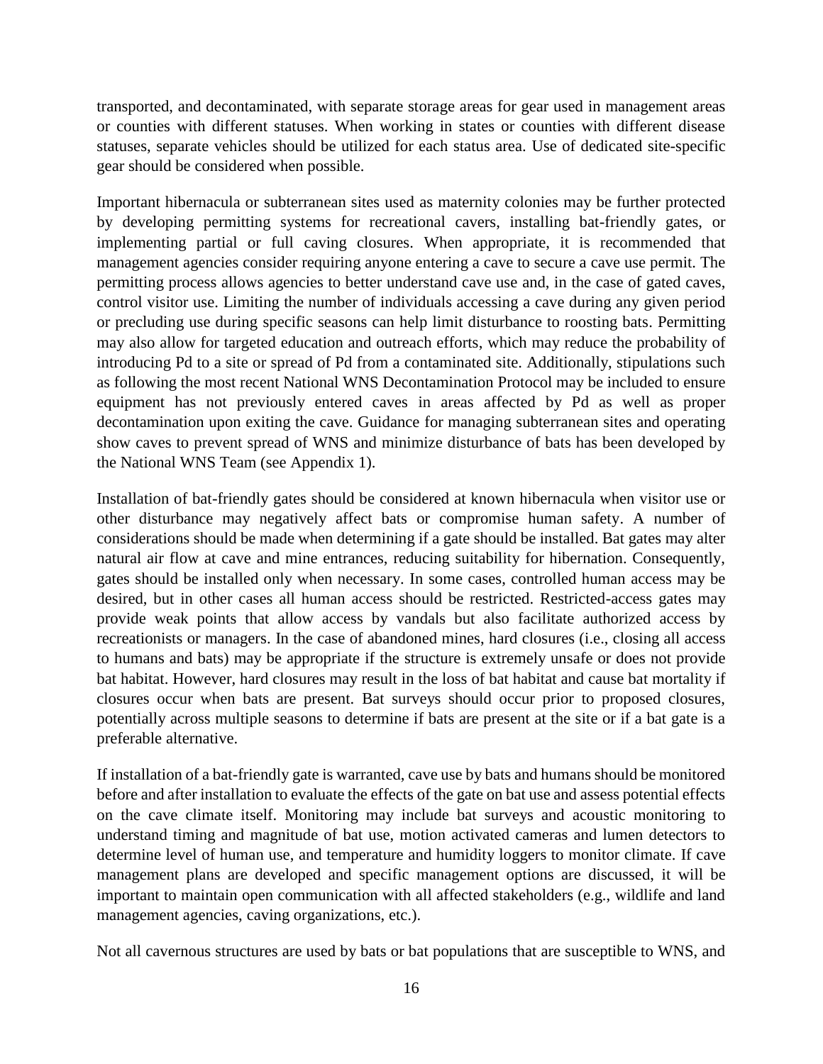transported, and decontaminated, with separate storage areas for gear used in management areas or counties with different statuses. When working in states or counties with different disease statuses, separate vehicles should be utilized for each status area. Use of dedicated site-specific gear should be considered when possible.

Important hibernacula or subterranean sites used as maternity colonies may be further protected by developing permitting systems for recreational cavers, installing bat-friendly gates, or implementing partial or full caving closures. When appropriate, it is recommended that management agencies consider requiring anyone entering a cave to secure a cave use permit. The permitting process allows agencies to better understand cave use and, in the case of gated caves, control visitor use. Limiting the number of individuals accessing a cave during any given period or precluding use during specific seasons can help limit disturbance to roosting bats. Permitting may also allow for targeted education and outreach efforts, which may reduce the probability of introducing Pd to a site or spread of Pd from a contaminated site. Additionally, stipulations such as following the most recent National WNS Decontamination Protocol may be included to ensure equipment has not previously entered caves in areas affected by Pd as well as proper decontamination upon exiting the cave. Guidance for managing subterranean sites and operating show caves to prevent spread of WNS and minimize disturbance of bats has been developed by the National WNS Team (see Appendix 1).

Installation of bat-friendly gates should be considered at known hibernacula when visitor use or other disturbance may negatively affect bats or compromise human safety. A number of considerations should be made when determining if a gate should be installed. Bat gates may alter natural air flow at cave and mine entrances, reducing suitability for hibernation. Consequently, gates should be installed only when necessary. In some cases, controlled human access may be desired, but in other cases all human access should be restricted. Restricted-access gates may provide weak points that allow access by vandals but also facilitate authorized access by recreationists or managers. In the case of abandoned mines, hard closures (i.e., closing all access to humans and bats) may be appropriate if the structure is extremely unsafe or does not provide bat habitat. However, hard closures may result in the loss of bat habitat and cause bat mortality if closures occur when bats are present. Bat surveys should occur prior to proposed closures, potentially across multiple seasons to determine if bats are present at the site or if a bat gate is a preferable alternative.

If installation of a bat-friendly gate is warranted, cave use by bats and humans should be monitored before and after installation to evaluate the effects of the gate on bat use and assess potential effects on the cave climate itself. Monitoring may include bat surveys and acoustic monitoring to understand timing and magnitude of bat use, motion activated cameras and lumen detectors to determine level of human use, and temperature and humidity loggers to monitor climate. If cave management plans are developed and specific management options are discussed, it will be important to maintain open communication with all affected stakeholders (e.g., wildlife and land management agencies, caving organizations, etc.).

Not all cavernous structures are used by bats or bat populations that are susceptible to WNS, and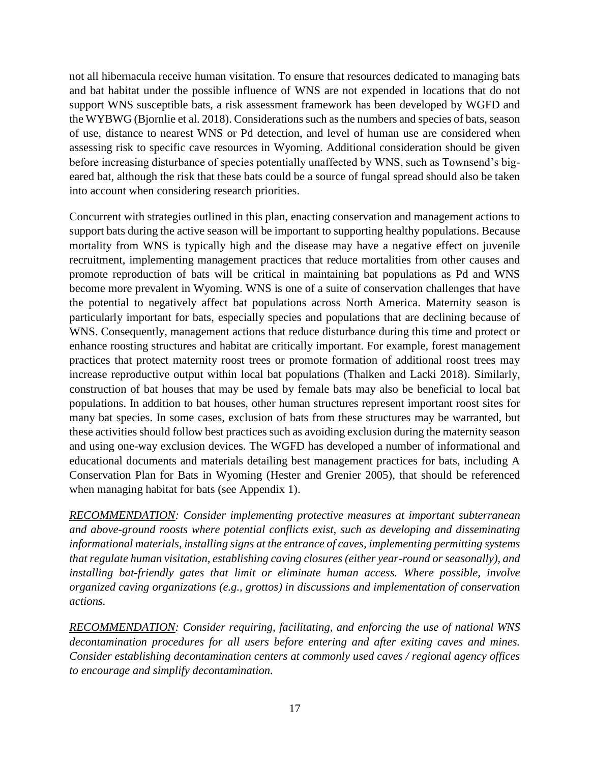not all hibernacula receive human visitation. To ensure that resources dedicated to managing bats and bat habitat under the possible influence of WNS are not expended in locations that do not support WNS susceptible bats, a risk assessment framework has been developed by WGFD and the WYBWG (Bjornlie et al. 2018). Considerations such as the numbers and species of bats, season of use, distance to nearest WNS or Pd detection, and level of human use are considered when assessing risk to specific cave resources in Wyoming. Additional consideration should be given before increasing disturbance of species potentially unaffected by WNS, such as Townsend's big-eared bat, although the risk that these bats could be a source of fungal spread should also be taken into account when considering research priorities.

Concurrent with strategies outlined in this plan, enacting conservation and management actions to support bats during the active season will be important to supporting healthy populations. Because mortality from WNS is typically high and the disease may have a negative effect on juvenile recruitment, implementing management practices that reduce mortalities from other causes and promote reproduction of bats will be critical in maintaining bat populations as Pd and WNS become more prevalent in Wyoming. WNS is one of a suite of conservation challenges that have the potential to negatively affect bat populations across North America. Maternity season is particularly important for bats, especially species and populations that are declining because of WNS. Consequently, management actions that reduce disturbance during this time and protect or enhance roosting structures and habitat are critically important. For example, forest management practices that protect maternity roost trees or promote formation of additional roost trees may increase reproductive output within local bat populations (Thalken and Lacki 2018). Similarly, construction of bat houses that may be used by female bats may also be beneficial to local bat populations. In addition to bat houses, other human structures represent important roost sites for many bat species. In some cases, exclusion of bats from these structures may be warranted, but these activities should follow best practices such as avoiding exclusion during the maternity season and using one-way exclusion devices. The WGFD has developed a number of informational and educational documents and materials detailing best management practices for bats, including A Conservation Plan for Bats in Wyoming (Hester and Grenier 2005), that should be referenced when managing habitat for bats (see Appendix 1).

*<u>RECOMMENDATION</u>: Consider implementing protective measures at important subterranean and above-ground roosts where potential conflicts exist, such as developing and disseminating informational materials, installing signs at the entrance of caves, implementing permitting systems that regulate human visitation, establishing caving closures (either year-round or seasonally), and installing bat-friendly gates that limit or eliminate human access. Where possible, involve organized caving organizations (e.g., grottos) in discussions and implementation of conservation actions.*

*<u>RECOMMENDATION</u>: Consider requiring, facilitating, and enforcing the use of national WNS decontamination procedures for all users before entering and after exiting caves and mines. Consider establishing decontamination centers at commonly used caves / regional agency offices to encourage and simplify decontamination.*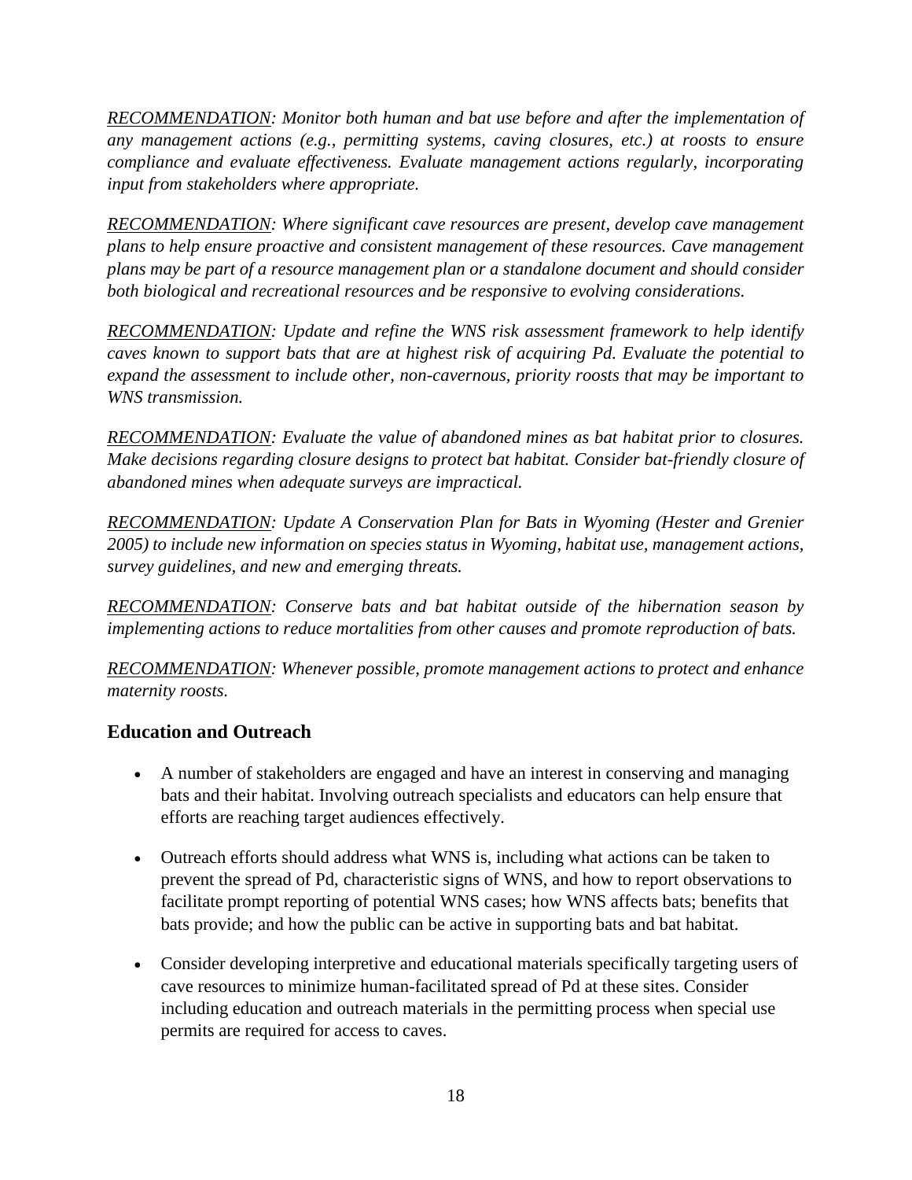*<u>RECOMMENDATION</u>: Monitor both human and bat use before and after the implementation of any management actions (e.g., permitting systems, caving closures, etc.) at roosts to ensure compliance and evaluate effectiveness. Evaluate management actions regularly, incorporating input from stakeholders where appropriate.*

*<u>RECOMMENDATION</u>: Where significant cave resources are present, develop cave management plans to help ensure proactive and consistent management of these resources. Cave management plans may be part of a resource management plan or a standalone document and should consider both biological and recreational resources and be responsive to evolving considerations.*

*<u>RECOMMENDATION</u>: Update and refine the WNS risk assessment framework to help identify caves known to support bats that are at highest risk of acquiring Pd. Evaluate the potential to expand the assessment to include other, non-cavernous, priority roosts that may be important to WNS transmission.*

*<u>RECOMMENDATION</u>: Evaluate the value of abandoned mines as bat habitat prior to closures. Make decisions regarding closure designs to protect bat habitat. Consider bat-friendly closure of abandoned mines when adequate surveys are impractical.*

*<u>RECOMMENDATION</u>: Update A Conservation Plan for Bats in Wyoming (Hester and Grenier 2005) to include new information on species status in Wyoming, habitat use, management actions, survey guidelines, and new and emerging threats.*

*<u>RECOMMENDATION</u>: Conserve bats and bat habitat outside of the hibernation season by implementing actions to reduce mortalities from other causes and promote reproduction of bats.*

*<u>RECOMMENDATION</u>: Whenever possible, promote management actions to protect and enhance maternity roosts.*

## Education and Outreach

- A number of stakeholders are engaged and have an interest in conserving and managing bats and their habitat. Involving outreach specialists and educators can help ensure that efforts are reaching target audiences effectively.

- Outreach efforts should address what WNS is, including what actions can be taken to prevent the spread of Pd, characteristic signs of WNS, and how to report observations to facilitate prompt reporting of potential WNS cases; how WNS affects bats; benefits that bats provide; and how the public can be active in supporting bats and bat habitat.

- Consider developing interpretive and educational materials specifically targeting users of cave resources to minimize human-facilitated spread of Pd at these sites. Consider including education and outreach materials in the permitting process when special use permits are required for access to caves.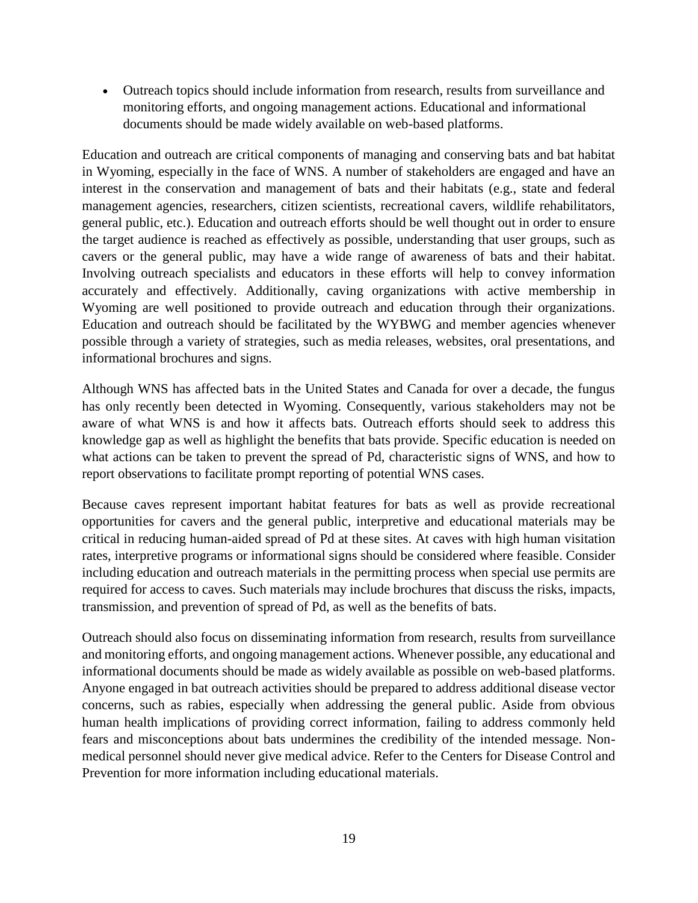- Outreach topics should include information from research, results from surveillance and monitoring efforts, and ongoing management actions. Educational and informational documents should be made widely available on web-based platforms.

Education and outreach are critical components of managing and conserving bats and bat habitat in Wyoming, especially in the face of WNS. A number of stakeholders are engaged and have an interest in the conservation and management of bats and their habitats (e.g., state and federal management agencies, researchers, citizen scientists, recreational cavers, wildlife rehabilitators, general public, etc.). Education and outreach efforts should be well thought out in order to ensure the target audience is reached as effectively as possible, understanding that user groups, such as cavers or the general public, may have a wide range of awareness of bats and their habitat. Involving outreach specialists and educators in these efforts will help to convey information accurately and effectively. Additionally, caving organizations with active membership in Wyoming are well positioned to provide outreach and education through their organizations. Education and outreach should be facilitated by the WYBWG and member agencies whenever possible through a variety of strategies, such as media releases, websites, oral presentations, and informational brochures and signs.

Although WNS has affected bats in the United States and Canada for over a decade, the fungus has only recently been detected in Wyoming. Consequently, various stakeholders may not be aware of what WNS is and how it affects bats. Outreach efforts should seek to address this knowledge gap as well as highlight the benefits that bats provide. Specific education is needed on what actions can be taken to prevent the spread of Pd, characteristic signs of WNS, and how to report observations to facilitate prompt reporting of potential WNS cases.

Because caves represent important habitat features for bats as well as provide recreational opportunities for cavers and the general public, interpretive and educational materials may be critical in reducing human-aided spread of Pd at these sites. At caves with high human visitation rates, interpretive programs or informational signs should be considered where feasible. Consider including education and outreach materials in the permitting process when special use permits are required for access to caves. Such materials may include brochures that discuss the risks, impacts, transmission, and prevention of spread of Pd, as well as the benefits of bats.

Outreach should also focus on disseminating information from research, results from surveillance and monitoring efforts, and ongoing management actions. Whenever possible, any educational and informational documents should be made as widely available as possible on web-based platforms. Anyone engaged in bat outreach activities should be prepared to address additional disease vector concerns, such as rabies, especially when addressing the general public. Aside from obvious human health implications of providing correct information, failing to address commonly held fears and misconceptions about bats undermines the credibility of the intended message. Non-medical personnel should never give medical advice. Refer to the Centers for Disease Control and Prevention for more information including educational materials.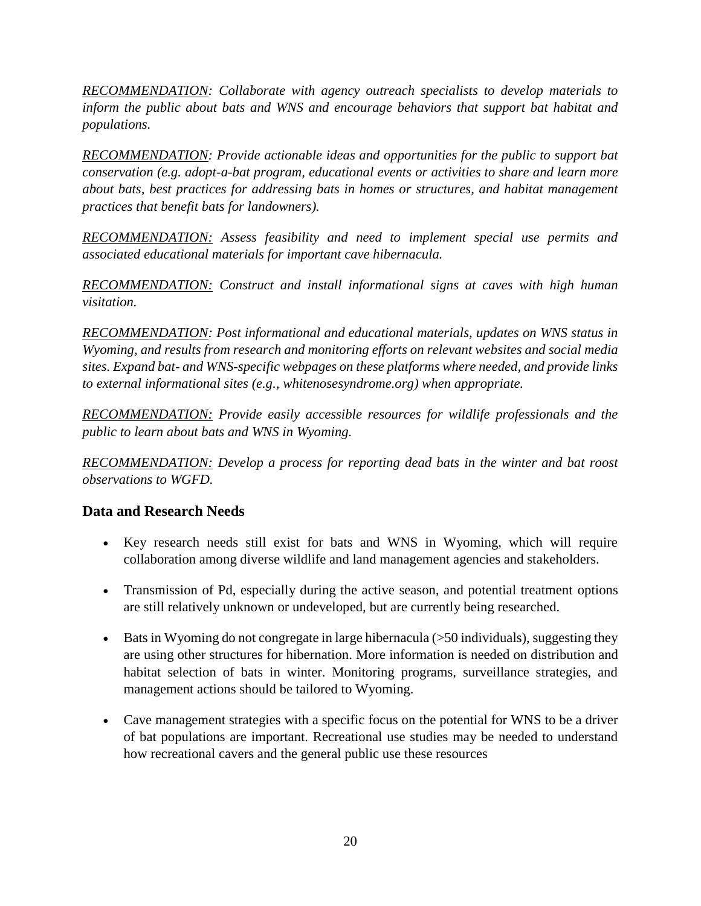*<u>RECOMMENDATION</u>: Collaborate with agency outreach specialists to develop materials to inform the public about bats and WNS and encourage behaviors that support bat habitat and populations.*

*<u>RECOMMENDATION</u>: Provide actionable ideas and opportunities for the public to support bat conservation (e.g. adopt-a-bat program, educational events or activities to share and learn more about bats, best practices for addressing bats in homes or structures, and habitat management practices that benefit bats for landowners).*

*<u>RECOMMENDATION:</u> Assess feasibility and need to implement special use permits and associated educational materials for important cave hibernacula.*

*<u>RECOMMENDATION:</u> Construct and install informational signs at caves with high human visitation.*

*<u>RECOMMENDATION</u>: Post informational and educational materials, updates on WNS status in Wyoming, and results from research and monitoring efforts on relevant websites and social media sites. Expand bat- and WNS-specific webpages on these platforms where needed, and provide links to external informational sites (e.g., whitenosesyndrome.org) when appropriate.*

*<u>RECOMMENDATION:</u> Provide easily accessible resources for wildlife professionals and the public to learn about bats and WNS in Wyoming.*

*<u>RECOMMENDATION:</u> Develop a process for reporting dead bats in the winter and bat roost observations to WGFD.*

## Data and Research Needs

- Key research needs still exist for bats and WNS in Wyoming, which will require collaboration among diverse wildlife and land management agencies and stakeholders.
- Transmission of Pd, especially during the active season, and potential treatment options are still relatively unknown or undeveloped, but are currently being researched.
- Bats in Wyoming do not congregate in large hibernacula (>50 individuals), suggesting they are using other structures for hibernation. More information is needed on distribution and habitat selection of bats in winter. Monitoring programs, surveillance strategies, and management actions should be tailored to Wyoming.
- Cave management strategies with a specific focus on the potential for WNS to be a driver of bat populations are important. Recreational use studies may be needed to understand how recreational cavers and the general public use these resources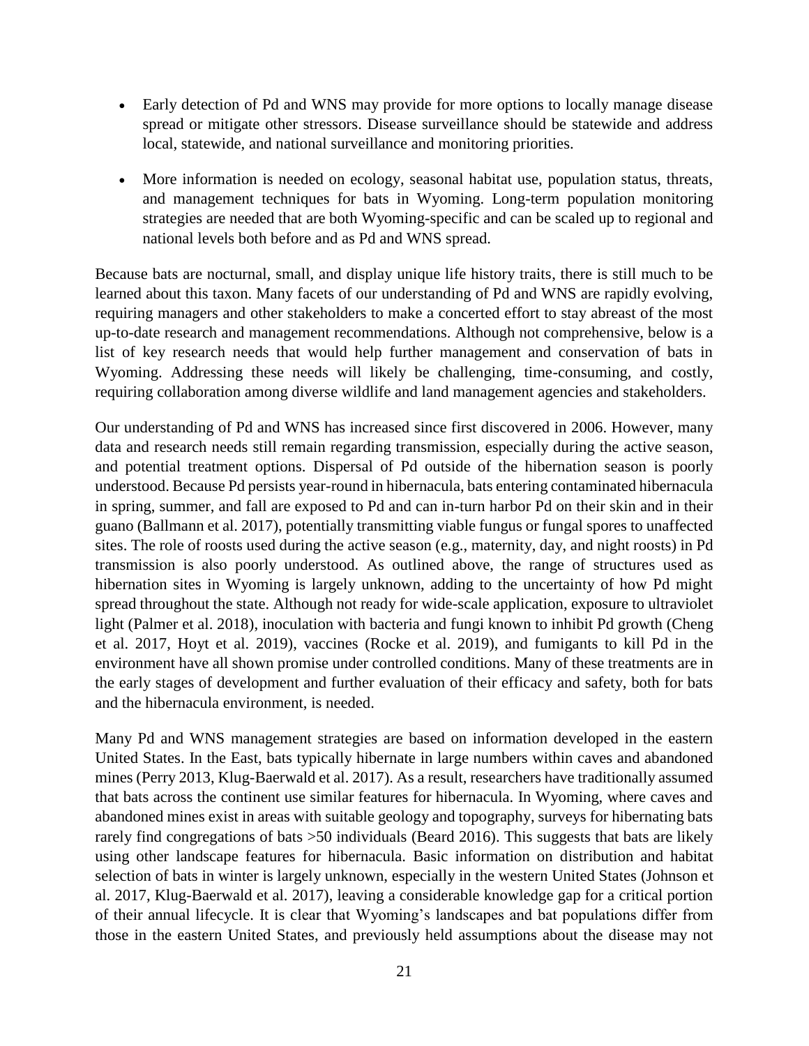- Early detection of Pd and WNS may provide for more options to locally manage disease spread or mitigate other stressors. Disease surveillance should be statewide and address local, statewide, and national surveillance and monitoring priorities.
- More information is needed on ecology, seasonal habitat use, population status, threats, and management techniques for bats in Wyoming. Long-term population monitoring strategies are needed that are both Wyoming-specific and can be scaled up to regional and national levels both before and as Pd and WNS spread.

Because bats are nocturnal, small, and display unique life history traits, there is still much to be learned about this taxon. Many facets of our understanding of Pd and WNS are rapidly evolving, requiring managers and other stakeholders to make a concerted effort to stay abreast of the most up-to-date research and management recommendations. Although not comprehensive, below is a list of key research needs that would help further management and conservation of bats in Wyoming. Addressing these needs will likely be challenging, time-consuming, and costly, requiring collaboration among diverse wildlife and land management agencies and stakeholders.

Our understanding of Pd and WNS has increased since first discovered in 2006. However, many data and research needs still remain regarding transmission, especially during the active season, and potential treatment options. Dispersal of Pd outside of the hibernation season is poorly understood. Because Pd persists year-round in hibernacula, bats entering contaminated hibernacula in spring, summer, and fall are exposed to Pd and can in-turn harbor Pd on their skin and in their guano (Ballmann et al. 2017), potentially transmitting viable fungus or fungal spores to unaffected sites. The role of roosts used during the active season (e.g., maternity, day, and night roosts) in Pd transmission is also poorly understood. As outlined above, the range of structures used as hibernation sites in Wyoming is largely unknown, adding to the uncertainty of how Pd might spread throughout the state. Although not ready for wide-scale application, exposure to ultraviolet light (Palmer et al. 2018), inoculation with bacteria and fungi known to inhibit Pd growth (Cheng et al. 2017, Hoyt et al. 2019), vaccines (Rocke et al. 2019), and fumigants to kill Pd in the environment have all shown promise under controlled conditions. Many of these treatments are in the early stages of development and further evaluation of their efficacy and safety, both for bats and the hibernacula environment, is needed.

Many Pd and WNS management strategies are based on information developed in the eastern United States. In the East, bats typically hibernate in large numbers within caves and abandoned mines (Perry 2013, Klug-Baerwald et al. 2017). As a result, researchers have traditionally assumed that bats across the continent use similar features for hibernacula. In Wyoming, where caves and abandoned mines exist in areas with suitable geology and topography, surveys for hibernating bats rarely find congregations of bats >50 individuals (Beard 2016). This suggests that bats are likely using other landscape features for hibernacula. Basic information on distribution and habitat selection of bats in winter is largely unknown, especially in the western United States (Johnson et al. 2017, Klug-Baerwald et al. 2017), leaving a considerable knowledge gap for a critical portion of their annual lifecycle. It is clear that Wyoming's landscapes and bat populations differ from those in the eastern United States, and previously held assumptions about the disease may not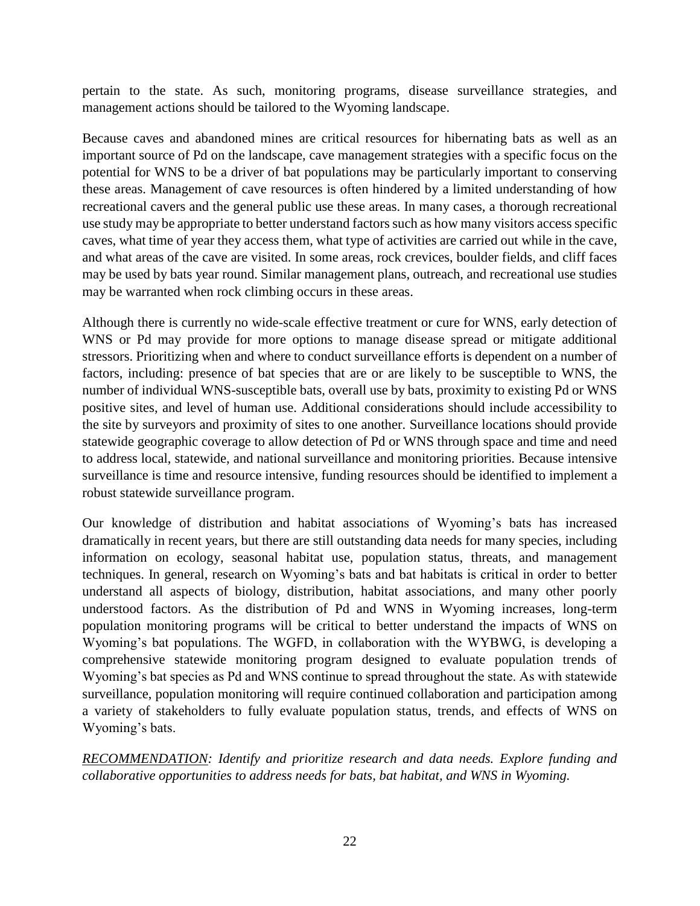pertain to the state. As such, monitoring programs, disease surveillance strategies, and management actions should be tailored to the Wyoming landscape.

Because caves and abandoned mines are critical resources for hibernating bats as well as an important source of Pd on the landscape, cave management strategies with a specific focus on the potential for WNS to be a driver of bat populations may be particularly important to conserving these areas. Management of cave resources is often hindered by a limited understanding of how recreational cavers and the general public use these areas. In many cases, a thorough recreational use study may be appropriate to better understand factors such as how many visitors access specific caves, what time of year they access them, what type of activities are carried out while in the cave, and what areas of the cave are visited. In some areas, rock crevices, boulder fields, and cliff faces may be used by bats year round. Similar management plans, outreach, and recreational use studies may be warranted when rock climbing occurs in these areas.

Although there is currently no wide-scale effective treatment or cure for WNS, early detection of WNS or Pd may provide for more options to manage disease spread or mitigate additional stressors. Prioritizing when and where to conduct surveillance efforts is dependent on a number of factors, including: presence of bat species that are or are likely to be susceptible to WNS, the number of individual WNS-susceptible bats, overall use by bats, proximity to existing Pd or WNS positive sites, and level of human use. Additional considerations should include accessibility to the site by surveyors and proximity of sites to one another. Surveillance locations should provide statewide geographic coverage to allow detection of Pd or WNS through space and time and need to address local, statewide, and national surveillance and monitoring priorities. Because intensive surveillance is time and resource intensive, funding resources should be identified to implement a robust statewide surveillance program.

Our knowledge of distribution and habitat associations of Wyoming's bats has increased dramatically in recent years, but there are still outstanding data needs for many species, including information on ecology, seasonal habitat use, population status, threats, and management techniques. In general, research on Wyoming's bats and bat habitats is critical in order to better understand all aspects of biology, distribution, habitat associations, and many other poorly understood factors. As the distribution of Pd and WNS in Wyoming increases, long-term population monitoring programs will be critical to better understand the impacts of WNS on Wyoming's bat populations. The WGFD, in collaboration with the WYBWG, is developing a comprehensive statewide monitoring program designed to evaluate population trends of Wyoming's bat species as Pd and WNS continue to spread throughout the state. As with statewide surveillance, population monitoring will require continued collaboration and participation among a variety of stakeholders to fully evaluate population status, trends, and effects of WNS on Wyoming's bats.

*<u>RECOMMENDATION</u>: Identify and prioritize research and data needs. Explore funding and collaborative opportunities to address needs for bats, bat habitat, and WNS in Wyoming.*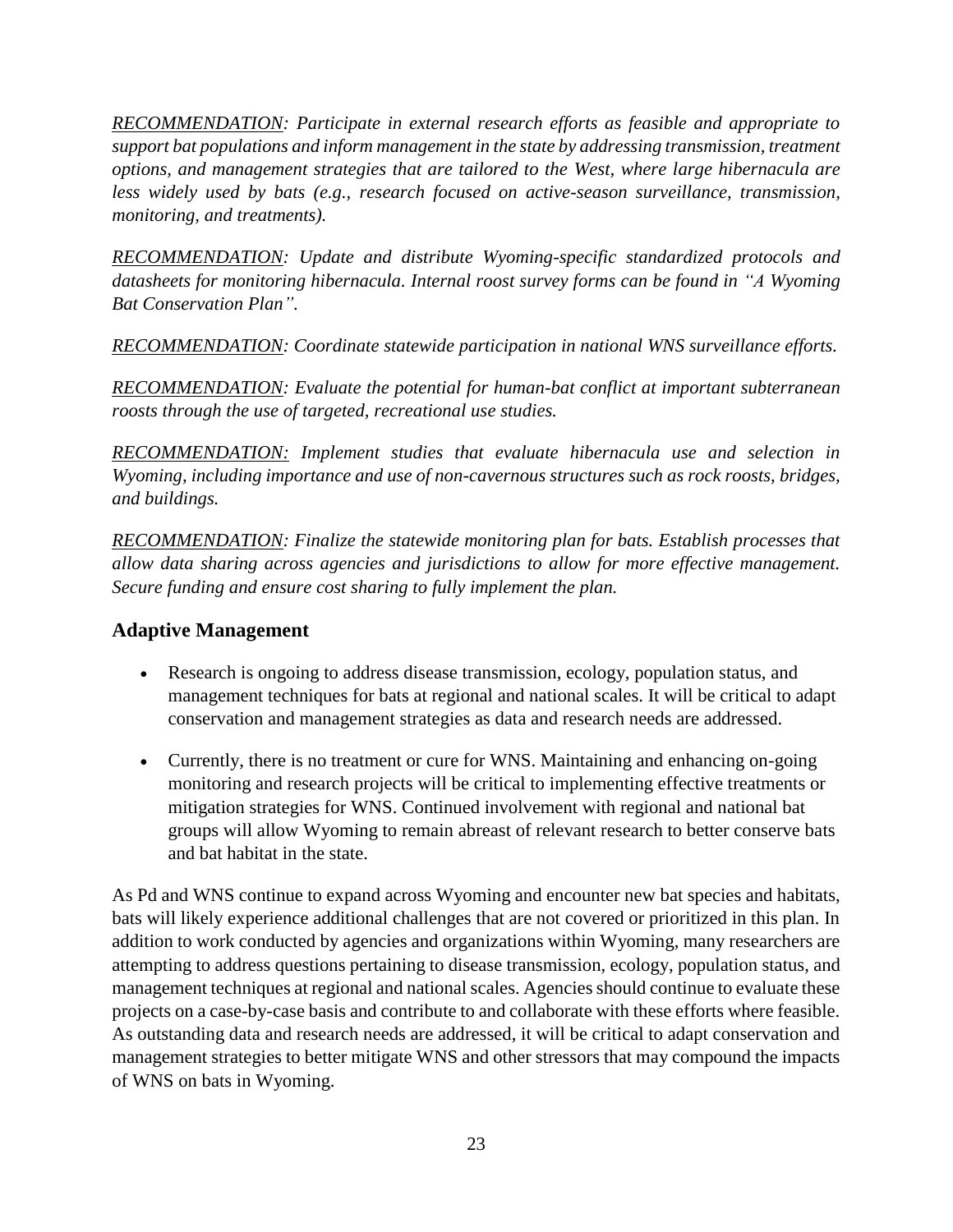*<u>RECOMMENDATION</u>: Participate in external research efforts as feasible and appropriate to support bat populations and inform management in the state by addressing transmission, treatment options, and management strategies that are tailored to the West, where large hibernacula are less widely used by bats (e.g., research focused on active-season surveillance, transmission, monitoring, and treatments).*

*<u>RECOMMENDATION</u>: Update and distribute Wyoming-specific standardized protocols and datasheets for monitoring hibernacula. Internal roost survey forms can be found in "A Wyoming Bat Conservation Plan".*

*<u>RECOMMENDATION</u>: Coordinate statewide participation in national WNS surveillance efforts.*

*<u>RECOMMENDATION</u>: Evaluate the potential for human-bat conflict at important subterranean roosts through the use of targeted, recreational use studies.*

*<u>RECOMMENDATION:</u> Implement studies that evaluate hibernacula use and selection in Wyoming, including importance and use of non-cavernous structures such as rock roosts, bridges, and buildings.*

*<u>RECOMMENDATION</u>: Finalize the statewide monitoring plan for bats. Establish processes that allow data sharing across agencies and jurisdictions to allow for more effective management. Secure funding and ensure cost sharing to fully implement the plan.*

## Adaptive Management

- Research is ongoing to address disease transmission, ecology, population status, and management techniques for bats at regional and national scales. It will be critical to adapt conservation and management strategies as data and research needs are addressed.
- Currently, there is no treatment or cure for WNS. Maintaining and enhancing on-going monitoring and research projects will be critical to implementing effective treatments or mitigation strategies for WNS. Continued involvement with regional and national bat groups will allow Wyoming to remain abreast of relevant research to better conserve bats and bat habitat in the state.

As Pd and WNS continue to expand across Wyoming and encounter new bat species and habitats, bats will likely experience additional challenges that are not covered or prioritized in this plan. In addition to work conducted by agencies and organizations within Wyoming, many researchers are attempting to address questions pertaining to disease transmission, ecology, population status, and management techniques at regional and national scales. Agencies should continue to evaluate these projects on a case-by-case basis and contribute to and collaborate with these efforts where feasible. As outstanding data and research needs are addressed, it will be critical to adapt conservation and management strategies to better mitigate WNS and other stressors that may compound the impacts of WNS on bats in Wyoming.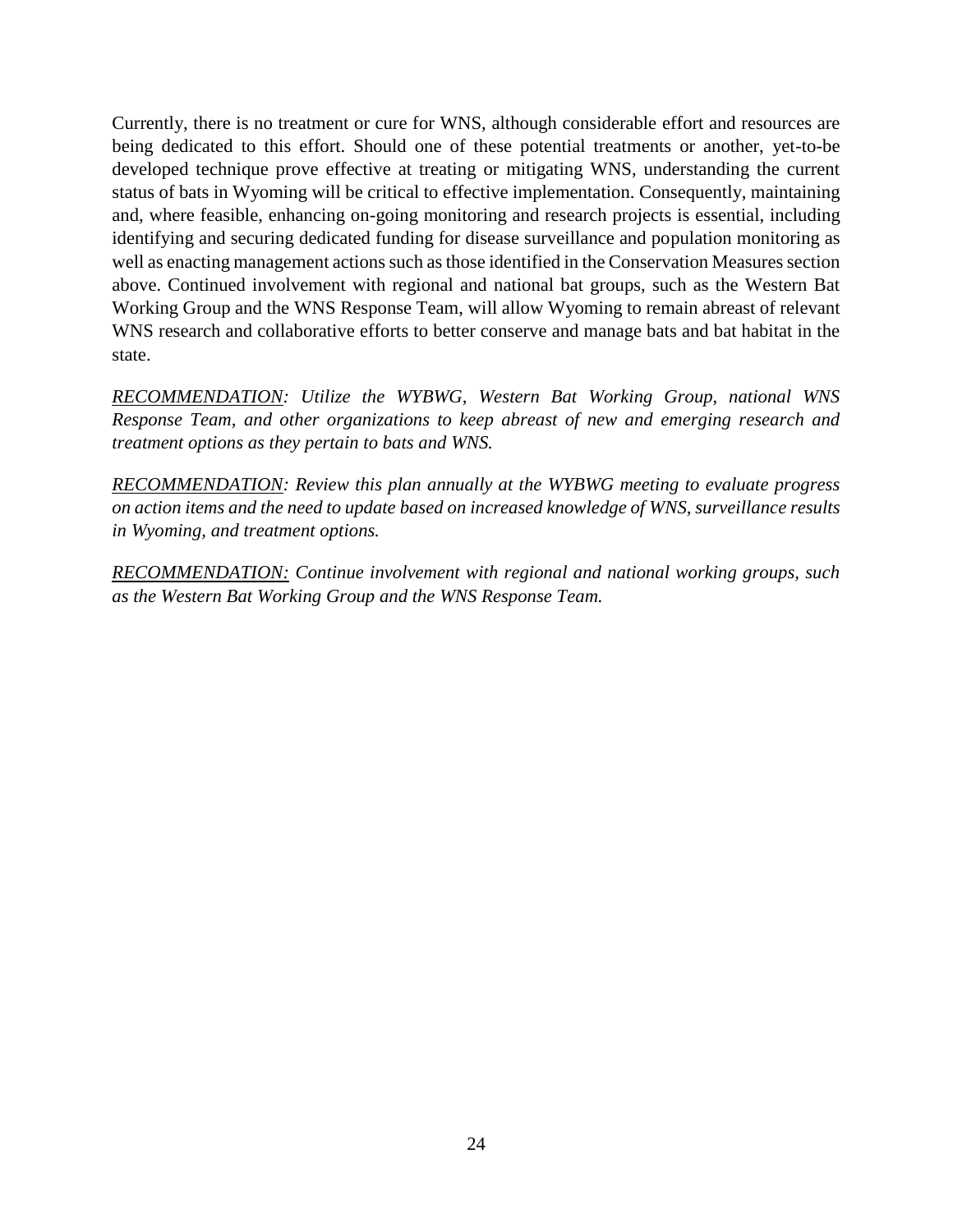Currently, there is no treatment or cure for WNS, although considerable effort and resources are being dedicated to this effort. Should one of these potential treatments or another, yet-to-be developed technique prove effective at treating or mitigating WNS, understanding the current status of bats in Wyoming will be critical to effective implementation. Consequently, maintaining and, where feasible, enhancing on-going monitoring and research projects is essential, including identifying and securing dedicated funding for disease surveillance and population monitoring as well as enacting management actions such as those identified in the Conservation Measures section above. Continued involvement with regional and national bat groups, such as the Western Bat Working Group and the WNS Response Team, will allow Wyoming to remain abreast of relevant WNS research and collaborative efforts to better conserve and manage bats and bat habitat in the state.

*<u>RECOMMENDATION</u>: Utilize the WYBWG, Western Bat Working Group, national WNS Response Team, and other organizations to keep abreast of new and emerging research and treatment options as they pertain to bats and WNS.*

*<u>RECOMMENDATION</u>: Review this plan annually at the WYBWG meeting to evaluate progress on action items and the need to update based on increased knowledge of WNS, surveillance results in Wyoming, and treatment options.*

*<u>RECOMMENDATION:</u> Continue involvement with regional and national working groups, such as the Western Bat Working Group and the WNS Response Team.*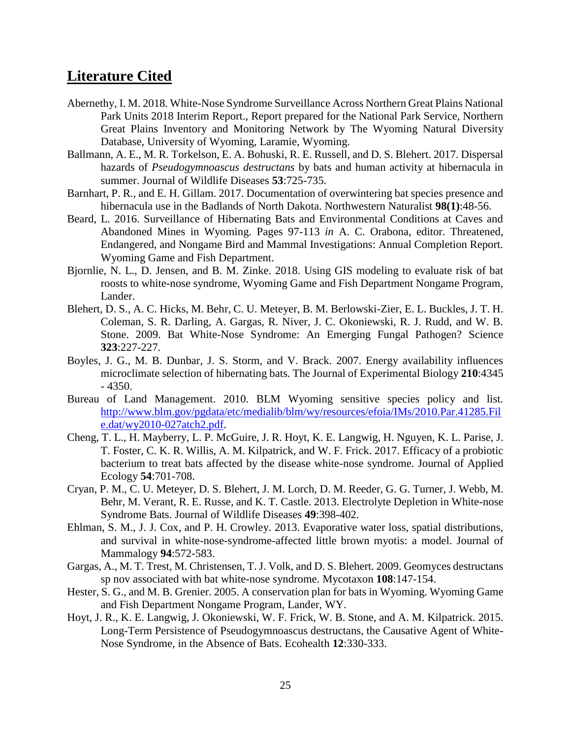## Literature Cited

Abernethy, I. M. 2018. White-Nose Syndrome Surveillance Across Northern Great Plains National Park Units 2018 Interim Report., Report prepared for the National Park Service, Northern Great Plains Inventory and Monitoring Network by The Wyoming Natural Diversity Database, University of Wyoming, Laramie, Wyoming.

Ballmann, A. E., M. R. Torkelson, E. A. Bohuski, R. E. Russell, and D. S. Blehert. 2017. Dispersal hazards of *Pseudogymnoascus destructans* by bats and human activity at hibernacula in summer. Journal of Wildlife Diseases **53**:725-735.

Barnhart, P. R., and E. H. Gillam. 2017. Documentation of overwintering bat species presence and hibernacula use in the Badlands of North Dakota. Northwestern Naturalist **98(1)**:48-56.

Beard, L. 2016. Surveillance of Hibernating Bats and Environmental Conditions at Caves and Abandoned Mines in Wyoming. Pages 97-113 *in* A. C. Orabona, editor. Threatened, Endangered, and Nongame Bird and Mammal Investigations: Annual Completion Report. Wyoming Game and Fish Department.

Bjornlie, N. L., D. Jensen, and B. M. Zinke. 2018. Using GIS modeling to evaluate risk of bat roosts to white-nose syndrome, Wyoming Game and Fish Department Nongame Program, Lander.

Blehert, D. S., A. C. Hicks, M. Behr, C. U. Meteyer, B. M. Berlowski-Zier, E. L. Buckles, J. T. H. Coleman, S. R. Darling, A. Gargas, R. Niver, J. C. Okoniewski, R. J. Rudd, and W. B. Stone. 2009. Bat White-Nose Syndrome: An Emerging Fungal Pathogen? Science **323**:227-227.

Boyles, J. G., M. B. Dunbar, J. S. Storm, and V. Brack. 2007. Energy availability influences microclimate selection of hibernating bats. The Journal of Experimental Biology **210**:4345 - 4350.

Bureau of Land Management. 2010. BLM Wyoming sensitive species policy and list. http://www.blm.gov/pgdata/etc/medialib/blm/wy/resources/efoia/IMs/2010.Par.41285.File.dat/wy2010-027atch2.pdf.

Cheng, T. L., H. Mayberry, L. P. McGuire, J. R. Hoyt, K. E. Langwig, H. Nguyen, K. L. Parise, J. T. Foster, C. K. R. Willis, A. M. Kilpatrick, and W. F. Frick. 2017. Efficacy of a probiotic bacterium to treat bats affected by the disease white-nose syndrome. Journal of Applied Ecology **54**:701-708.

Cryan, P. M., C. U. Meteyer, D. S. Blehert, J. M. Lorch, D. M. Reeder, G. G. Turner, J. Webb, M. Behr, M. Verant, R. E. Russe, and K. T. Castle. 2013. Electrolyte Depletion in White-nose Syndrome Bats. Journal of Wildlife Diseases **49**:398-402.

Ehlman, S. M., J. J. Cox, and P. H. Crowley. 2013. Evaporative water loss, spatial distributions, and survival in white-nose-syndrome-affected little brown myotis: a model. Journal of Mammalogy **94**:572-583.

Gargas, A., M. T. Trest, M. Christensen, T. J. Volk, and D. S. Blehert. 2009. Geomyces destructans sp nov associated with bat white-nose syndrome. Mycotaxon **108**:147-154.

Hester, S. G., and M. B. Grenier. 2005. A conservation plan for bats in Wyoming. Wyoming Game and Fish Department Nongame Program, Lander, WY.

Hoyt, J. R., K. E. Langwig, J. Okoniewski, W. F. Frick, W. B. Stone, and A. M. Kilpatrick. 2015. Long-Term Persistence of Pseudogymnoascus destructans, the Causative Agent of White-Nose Syndrome, in the Absence of Bats. Ecohealth **12**:330-333.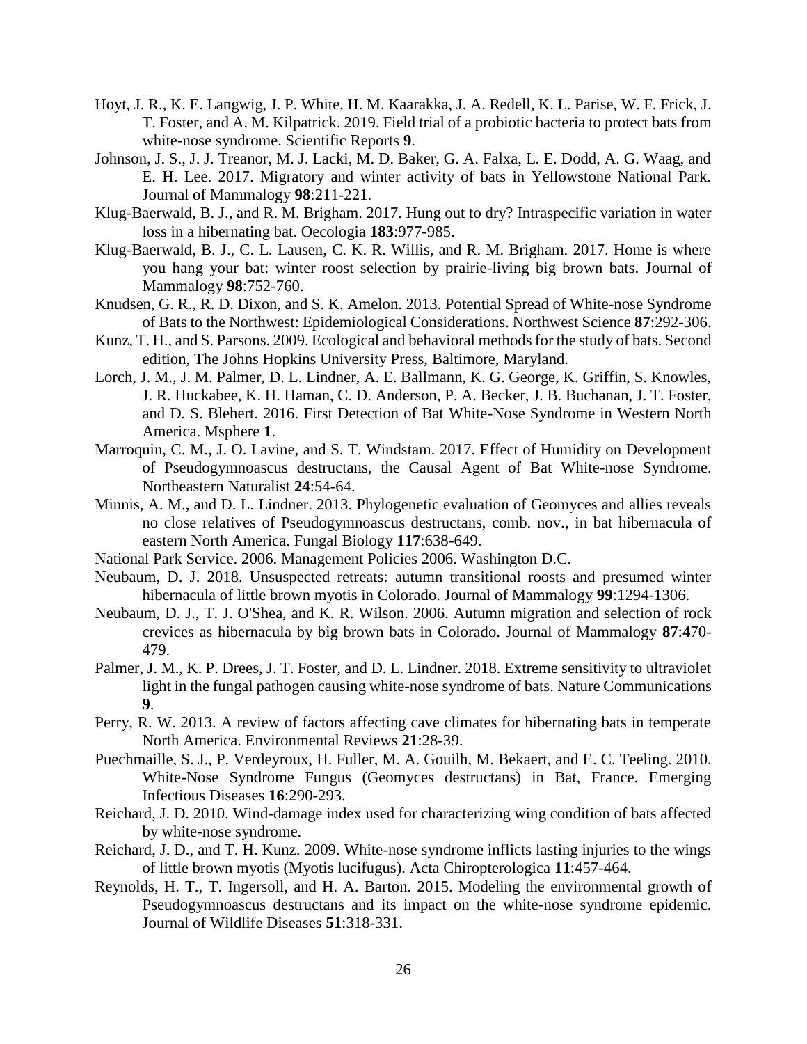Hoyt, J. R., K. E. Langwig, J. P. White, H. M. Kaarakka, J. A. Redell, K. L. Parise, W. F. Frick, J. T. Foster, and A. M. Kilpatrick. 2019. Field trial of a probiotic bacteria to protect bats from white-nose syndrome. Scientific Reports **9**.

Johnson, J. S., J. J. Treanor, M. J. Lacki, M. D. Baker, G. A. Falxa, L. E. Dodd, A. G. Waag, and E. H. Lee. 2017. Migratory and winter activity of bats in Yellowstone National Park. Journal of Mammalogy **98**:211-221.

Klug-Baerwald, B. J., and R. M. Brigham. 2017. Hung out to dry? Intraspecific variation in water loss in a hibernating bat. Oecologia **183**:977-985.

Klug-Baerwald, B. J., C. L. Lausen, C. K. R. Willis, and R. M. Brigham. 2017. Home is where you hang your bat: winter roost selection by prairie-living big brown bats. Journal of Mammalogy **98**:752-760.

Knudsen, G. R., R. D. Dixon, and S. K. Amelon. 2013. Potential Spread of White-nose Syndrome of Bats to the Northwest: Epidemiological Considerations. Northwest Science **87**:292-306.

Kunz, T. H., and S. Parsons. 2009. Ecological and behavioral methods for the study of bats. Second edition, The Johns Hopkins University Press, Baltimore, Maryland.

Lorch, J. M., J. M. Palmer, D. L. Lindner, A. E. Ballmann, K. G. George, K. Griffin, S. Knowles, J. R. Huckabee, K. H. Haman, C. D. Anderson, P. A. Becker, J. B. Buchanan, J. T. Foster, and D. S. Blehert. 2016. First Detection of Bat White-Nose Syndrome in Western North America. Msphere **1**.

Marroquin, C. M., J. O. Lavine, and S. T. Windstam. 2017. Effect of Humidity on Development of Pseudogymnoascus destructans, the Causal Agent of Bat White-nose Syndrome. Northeastern Naturalist **24**:54-64.

Minnis, A. M., and D. L. Lindner. 2013. Phylogenetic evaluation of Geomyces and allies reveals no close relatives of Pseudogymnoascus destructans, comb. nov., in bat hibernacula of eastern North America. Fungal Biology **117**:638-649.

National Park Service. 2006. Management Policies 2006. Washington D.C.

Neubaum, D. J. 2018. Unsuspected retreats: autumn transitional roosts and presumed winter hibernacula of little brown myotis in Colorado. Journal of Mammalogy **99**:1294-1306.

Neubaum, D. J., T. J. O'Shea, and K. R. Wilson. 2006. Autumn migration and selection of rock crevices as hibernacula by big brown bats in Colorado. Journal of Mammalogy **87**:470-479.

Palmer, J. M., K. P. Drees, J. T. Foster, and D. L. Lindner. 2018. Extreme sensitivity to ultraviolet light in the fungal pathogen causing white-nose syndrome of bats. Nature Communications **9**.

Perry, R. W. 2013. A review of factors affecting cave climates for hibernating bats in temperate North America. Environmental Reviews **21**:28-39.

Puechmaille, S. J., P. Verdeyroux, H. Fuller, M. A. Gouilh, M. Bekaert, and E. C. Teeling. 2010. White-Nose Syndrome Fungus (Geomyces destructans) in Bat, France. Emerging Infectious Diseases **16**:290-293.

Reichard, J. D. 2010. Wind-damage index used for characterizing wing condition of bats affected by white-nose syndrome.

Reichard, J. D., and T. H. Kunz. 2009. White-nose syndrome inflicts lasting injuries to the wings of little brown myotis (Myotis lucifugus). Acta Chiropterologica **11**:457-464.

Reynolds, H. T., T. Ingersoll, and H. A. Barton. 2015. Modeling the environmental growth of Pseudogymnoascus destructans and its impact on the white-nose syndrome epidemic. Journal of Wildlife Diseases **51**:318-331.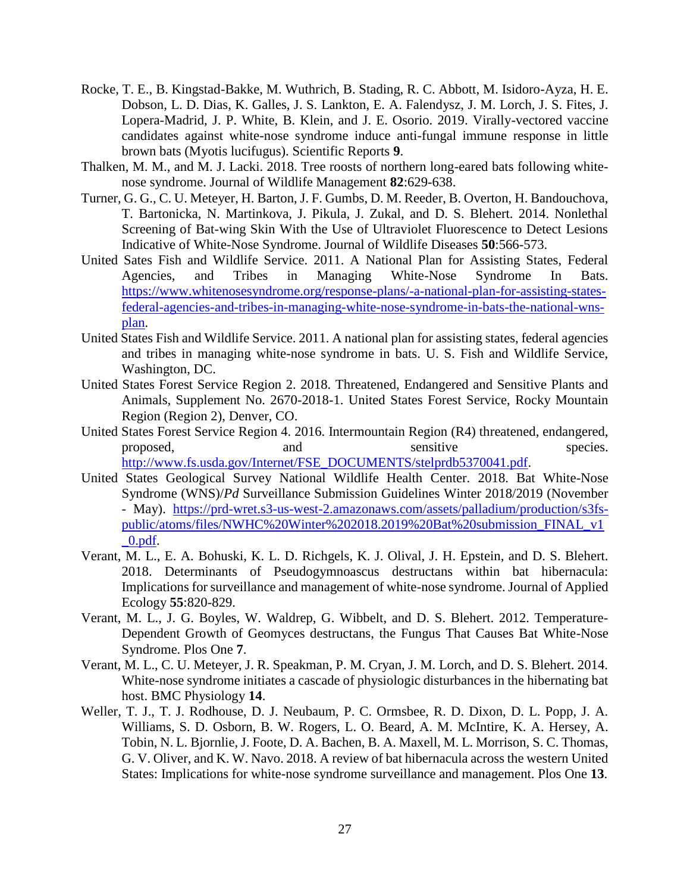Rocke, T. E., B. Kingstad-Bakke, M. Wuthrich, B. Stading, R. C. Abbott, M. Isidoro-Ayza, H. E. Dobson, L. D. Dias, K. Galles, J. S. Lankton, E. A. Falendysz, J. M. Lorch, J. S. Fites, J. Lopera-Madrid, J. P. White, B. Klein, and J. E. Osorio. 2019. Virally-vectored vaccine candidates against white-nose syndrome induce anti-fungal immune response in little brown bats (Myotis lucifugus). Scientific Reports **9**.

Thalken, M. M., and M. J. Lacki. 2018. Tree roosts of northern long-eared bats following white-nose syndrome. Journal of Wildlife Management **82**:629-638.

Turner, G. G., C. U. Meteyer, H. Barton, J. F. Gumbs, D. M. Reeder, B. Overton, H. Bandouchova, T. Bartonicka, N. Martinkova, J. Pikula, J. Zukal, and D. S. Blehert. 2014. Nonlethal Screening of Bat-wing Skin With the Use of Ultraviolet Fluorescence to Detect Lesions Indicative of White-Nose Syndrome. Journal of Wildlife Diseases **50**:566-573.

United Sates Fish and Wildlife Service. 2011. A National Plan for Assisting States, Federal Agencies, and Tribes in Managing White-Nose Syndrome In Bats. https://www.whitenosesyndrome.org/response-plans/-a-national-plan-for-assisting-states-federal-agencies-and-tribes-in-managing-white-nose-syndrome-in-bats-the-national-wns-plan.

United States Fish and Wildlife Service. 2011. A national plan for assisting states, federal agencies and tribes in managing white-nose syndrome in bats. U. S. Fish and Wildlife Service, Washington, DC.

United States Forest Service Region 2. 2018. Threatened, Endangered and Sensitive Plants and Animals, Supplement No. 2670-2018-1. United States Forest Service, Rocky Mountain Region (Region 2), Denver, CO.

United States Forest Service Region 4. 2016. Intermountain Region (R4) threatened, endangered, proposed, and sensitive species. http://www.fs.usda.gov/Internet/FSE_DOCUMENTS/stelprdb5370041.pdf.

United States Geological Survey National Wildlife Health Center. 2018. Bat White-Nose Syndrome (WNS)/*Pd* Surveillance Submission Guidelines Winter 2018/2019 (November - May). https://prd-wret.s3-us-west-2.amazonaws.com/assets/palladium/production/s3fs-public/atoms/files/NWHC%20Winter%202018.2019%20Bat%20submission_FINAL_v1_0.pdf.

Verant, M. L., E. A. Bohuski, K. L. D. Richgels, K. J. Olival, J. H. Epstein, and D. S. Blehert. 2018. Determinants of Pseudogymnoascus destructans within bat hibernacula: Implications for surveillance and management of white-nose syndrome. Journal of Applied Ecology **55**:820-829.

Verant, M. L., J. G. Boyles, W. Waldrep, G. Wibbelt, and D. S. Blehert. 2012. Temperature-Dependent Growth of Geomyces destructans, the Fungus That Causes Bat White-Nose Syndrome. Plos One **7**.

Verant, M. L., C. U. Meteyer, J. R. Speakman, P. M. Cryan, J. M. Lorch, and D. S. Blehert. 2014. White-nose syndrome initiates a cascade of physiologic disturbances in the hibernating bat host. BMC Physiology **14**.

Weller, T. J., T. J. Rodhouse, D. J. Neubaum, P. C. Ormsbee, R. D. Dixon, D. L. Popp, J. A. Williams, S. D. Osborn, B. W. Rogers, L. O. Beard, A. M. McIntire, K. A. Hersey, A. Tobin, N. L. Bjornlie, J. Foote, D. A. Bachen, B. A. Maxell, M. L. Morrison, S. C. Thomas, G. V. Oliver, and K. W. Navo. 2018. A review of bat hibernacula across the western United States: Implications for white-nose syndrome surveillance and management. Plos One **13**.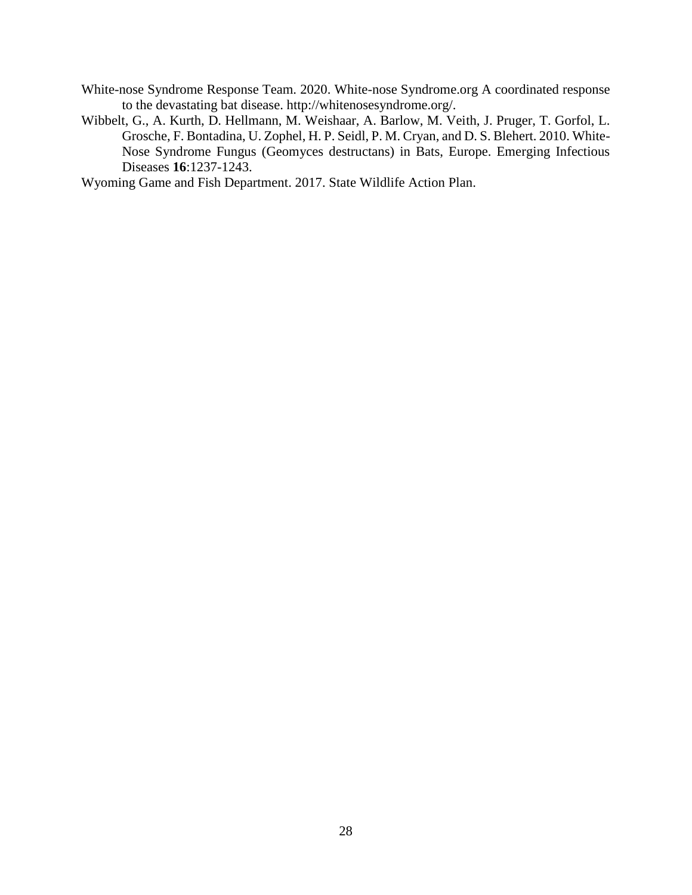White-nose Syndrome Response Team. 2020. White-nose Syndrome.org A coordinated response to the devastating bat disease. http://whitenosesyndrome.org/.

Wibbelt, G., A. Kurth, D. Hellmann, M. Weishaar, A. Barlow, M. Veith, J. Pruger, T. Gorfol, L. Grosche, F. Bontadina, U. Zophel, H. P. Seidl, P. M. Cryan, and D. S. Blehert. 2010. White-Nose Syndrome Fungus (Geomyces destructans) in Bats, Europe. Emerging Infectious Diseases **16**:1237-1243.

Wyoming Game and Fish Department. 2017. State Wildlife Action Plan.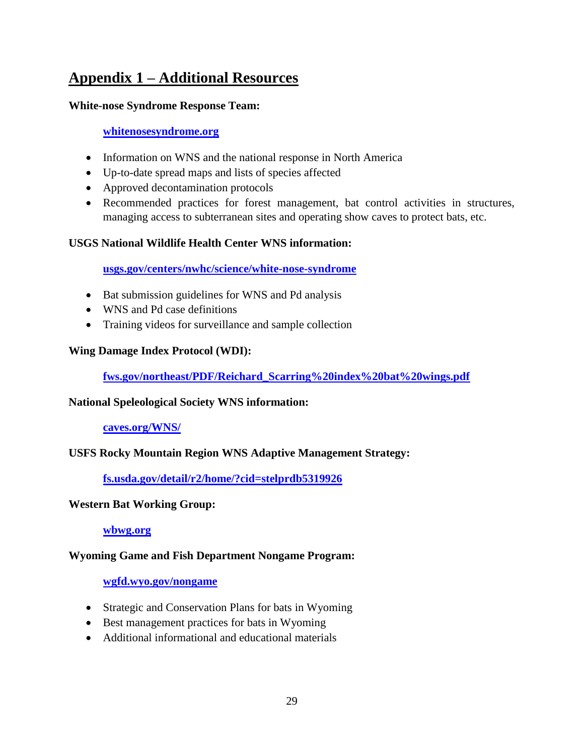# Appendix 1 – Additional Resources

**White-nose Syndrome Response Team:**

[whitenosesyndrome.org](whitenosesyndrome.org)

- Information on WNS and the national response in North America
- Up-to-date spread maps and lists of species affected
- Approved decontamination protocols
- Recommended practices for forest management, bat control activities in structures, managing access to subterranean sites and operating show caves to protect bats, etc.

**USGS National Wildlife Health Center WNS information:**

[usgs.gov/centers/nwhc/science/white-nose-syndrome](usgs.gov/centers/nwhc/science/white-nose-syndrome)

- Bat submission guidelines for WNS and Pd analysis
- WNS and Pd case definitions
- Training videos for surveillance and sample collection

**Wing Damage Index Protocol (WDI):**

[fws.gov/northeast/PDF/Reichard_Scarring%20index%20bat%20wings.pdf](fws.gov/northeast/PDF/Reichard_Scarring%20index%20bat%20wings.pdf)

**National Speleological Society WNS information:**

[caves.org/WNS/](caves.org/WNS/)

**USFS Rocky Mountain Region WNS Adaptive Management Strategy:**

[fs.usda.gov/detail/r2/home/?cid=stelprdb5319926](fs.usda.gov/detail/r2/home/?cid=stelprdb5319926)

**Western Bat Working Group:**

[wbwg.org](wbwg.org)

**Wyoming Game and Fish Department Nongame Program:**

[wgfd.wyo.gov/nongame](wgfd.wyo.gov/nongame)

- Strategic and Conservation Plans for bats in Wyoming
- Best management practices for bats in Wyoming
- Additional informational and educational materials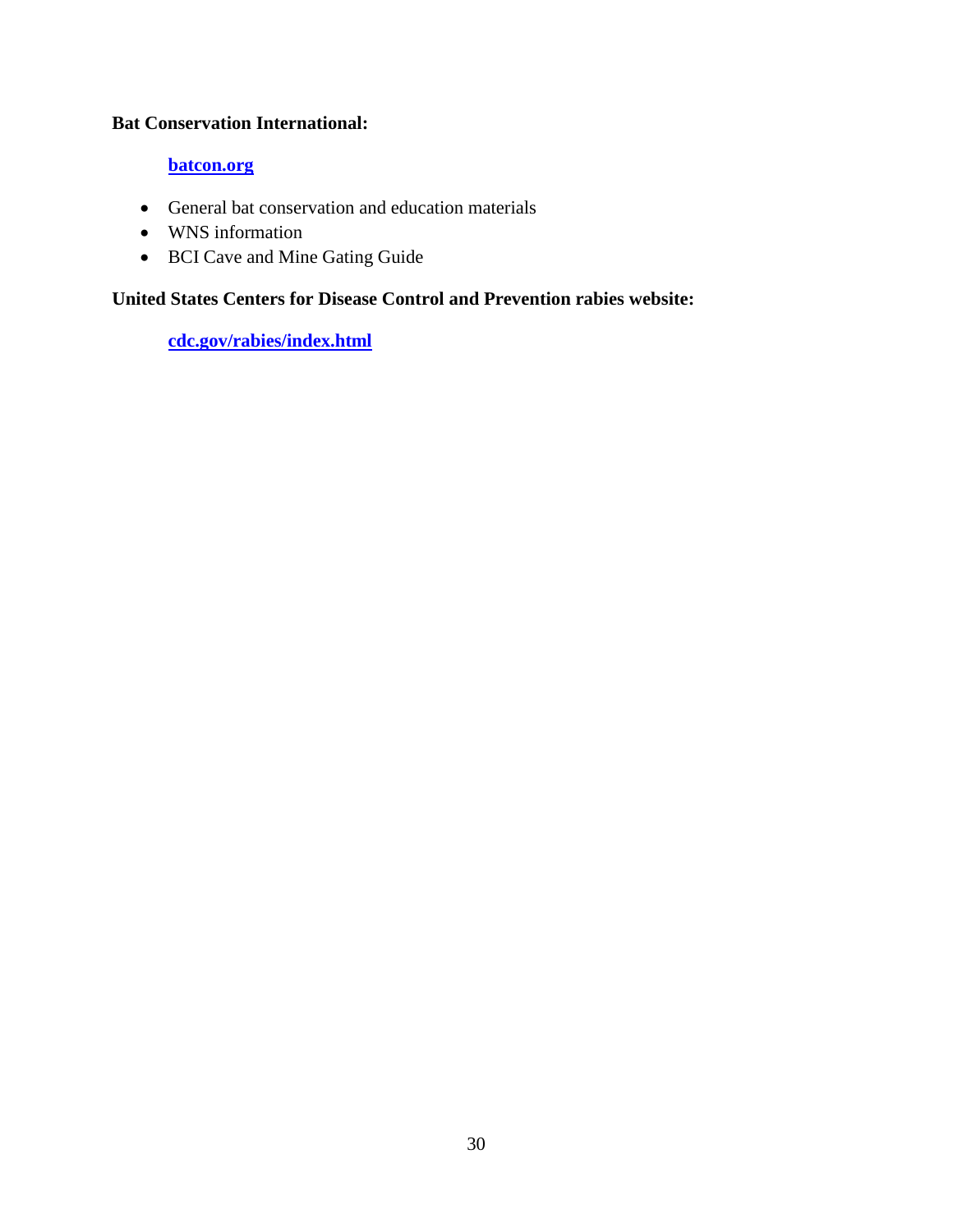**Bat Conservation International:**

**[batcon.org](batcon.org)**

- General bat conservation and education materials
- WNS information
- BCI Cave and Mine Gating Guide

**United States Centers for Disease Control and Prevention rabies website:**

**[cdc.gov/rabies/index.html](cdc.gov/rabies/index.html)**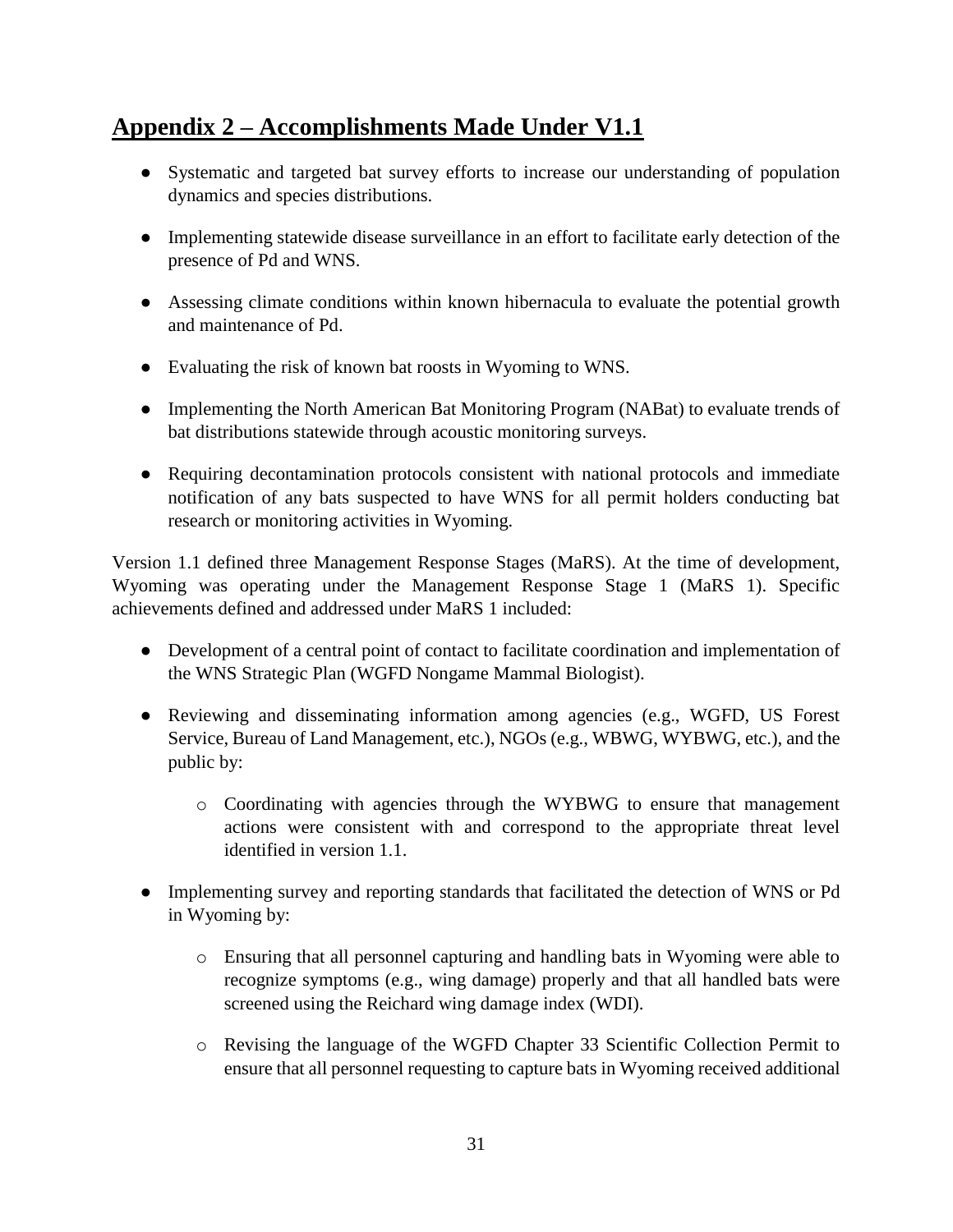## Appendix 2 – Accomplishments Made Under V1.1

- Systematic and targeted bat survey efforts to increase our understanding of population dynamics and species distributions.
- Implementing statewide disease surveillance in an effort to facilitate early detection of the presence of Pd and WNS.
- Assessing climate conditions within known hibernacula to evaluate the potential growth and maintenance of Pd.
- Evaluating the risk of known bat roosts in Wyoming to WNS.
- Implementing the North American Bat Monitoring Program (NABat) to evaluate trends of bat distributions statewide through acoustic monitoring surveys.
- Requiring decontamination protocols consistent with national protocols and immediate notification of any bats suspected to have WNS for all permit holders conducting bat research or monitoring activities in Wyoming.

Version 1.1 defined three Management Response Stages (MaRS). At the time of development, Wyoming was operating under the Management Response Stage 1 (MaRS 1). Specific achievements defined and addressed under MaRS 1 included:

- Development of a central point of contact to facilitate coordination and implementation of the WNS Strategic Plan (WGFD Nongame Mammal Biologist).
- Reviewing and disseminating information among agencies (e.g., WGFD, US Forest Service, Bureau of Land Management, etc.), NGOs (e.g., WBWG, WYBWG, etc.), and the public by:
    - Coordinating with agencies through the WYBWG to ensure that management actions were consistent with and correspond to the appropriate threat level identified in version 1.1.
- Implementing survey and reporting standards that facilitated the detection of WNS or Pd in Wyoming by:
    - Ensuring that all personnel capturing and handling bats in Wyoming were able to recognize symptoms (e.g., wing damage) properly and that all handled bats were screened using the Reichard wing damage index (WDI).
    - Revising the language of the WGFD Chapter 33 Scientific Collection Permit to ensure that all personnel requesting to capture bats in Wyoming received additional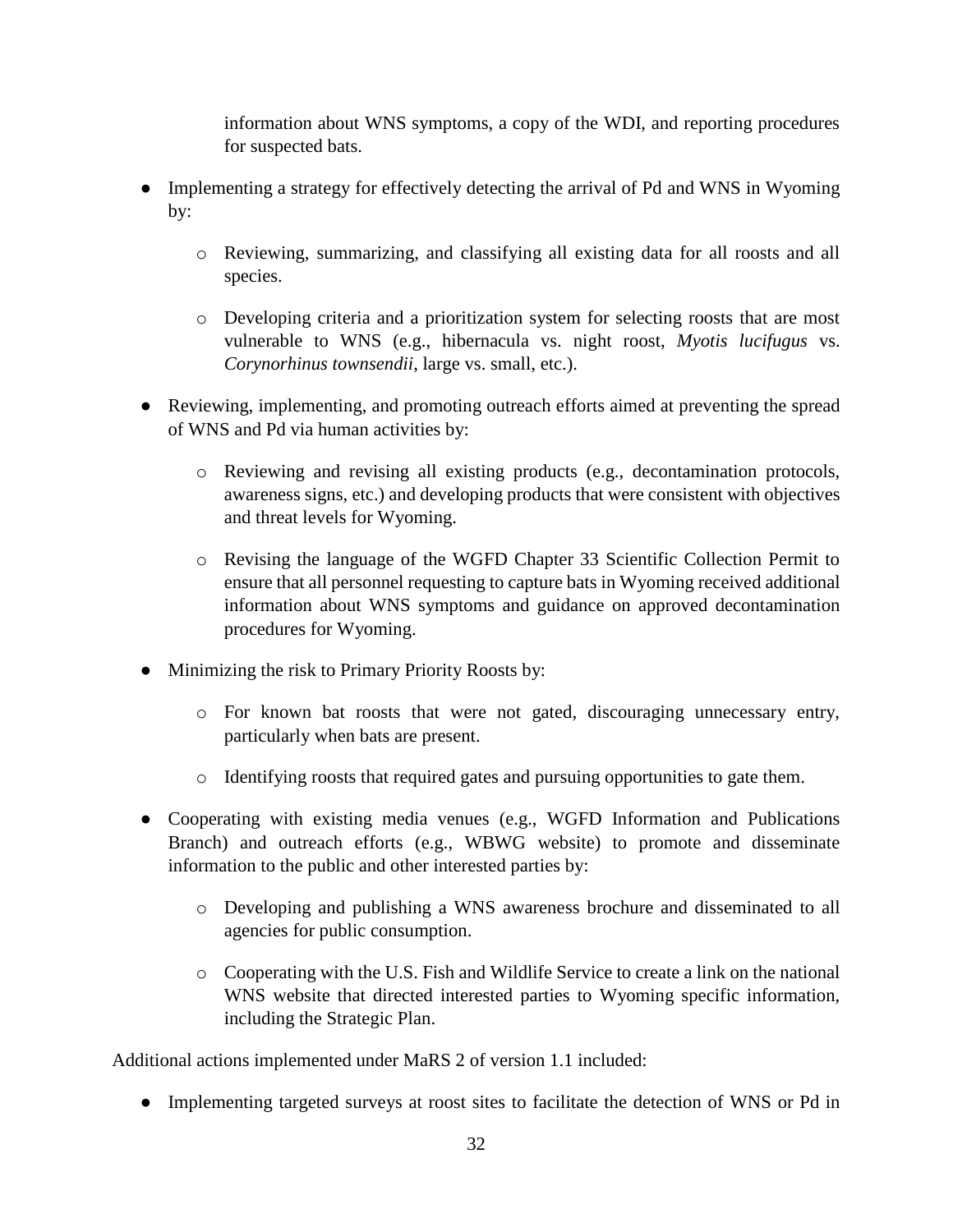information about WNS symptoms, a copy of the WDI, and reporting procedures for suspected bats.

- Implementing a strategy for effectively detecting the arrival of Pd and WNS in Wyoming by:
  - Reviewing, summarizing, and classifying all existing data for all roosts and all species.
  - Developing criteria and a prioritization system for selecting roosts that are most vulnerable to WNS (e.g., hibernacula vs. night roost, *Myotis lucifugus* vs. *Corynorhinus townsendii*, large vs. small, etc.).
- Reviewing, implementing, and promoting outreach efforts aimed at preventing the spread of WNS and Pd via human activities by:
  - Reviewing and revising all existing products (e.g., decontamination protocols, awareness signs, etc.) and developing products that were consistent with objectives and threat levels for Wyoming.
  - Revising the language of the WGFD Chapter 33 Scientific Collection Permit to ensure that all personnel requesting to capture bats in Wyoming received additional information about WNS symptoms and guidance on approved decontamination procedures for Wyoming.
- Minimizing the risk to Primary Priority Roosts by:
  - For known bat roosts that were not gated, discouraging unnecessary entry, particularly when bats are present.
  - Identifying roosts that required gates and pursuing opportunities to gate them.
- Cooperating with existing media venues (e.g., WGFD Information and Publications Branch) and outreach efforts (e.g., WBWG website) to promote and disseminate information to the public and other interested parties by:
  - Developing and publishing a WNS awareness brochure and disseminated to all agencies for public consumption.
  - Cooperating with the U.S. Fish and Wildlife Service to create a link on the national WNS website that directed interested parties to Wyoming specific information, including the Strategic Plan.

Additional actions implemented under MaRS 2 of version 1.1 included:

- Implementing targeted surveys at roost sites to facilitate the detection of WNS or Pd in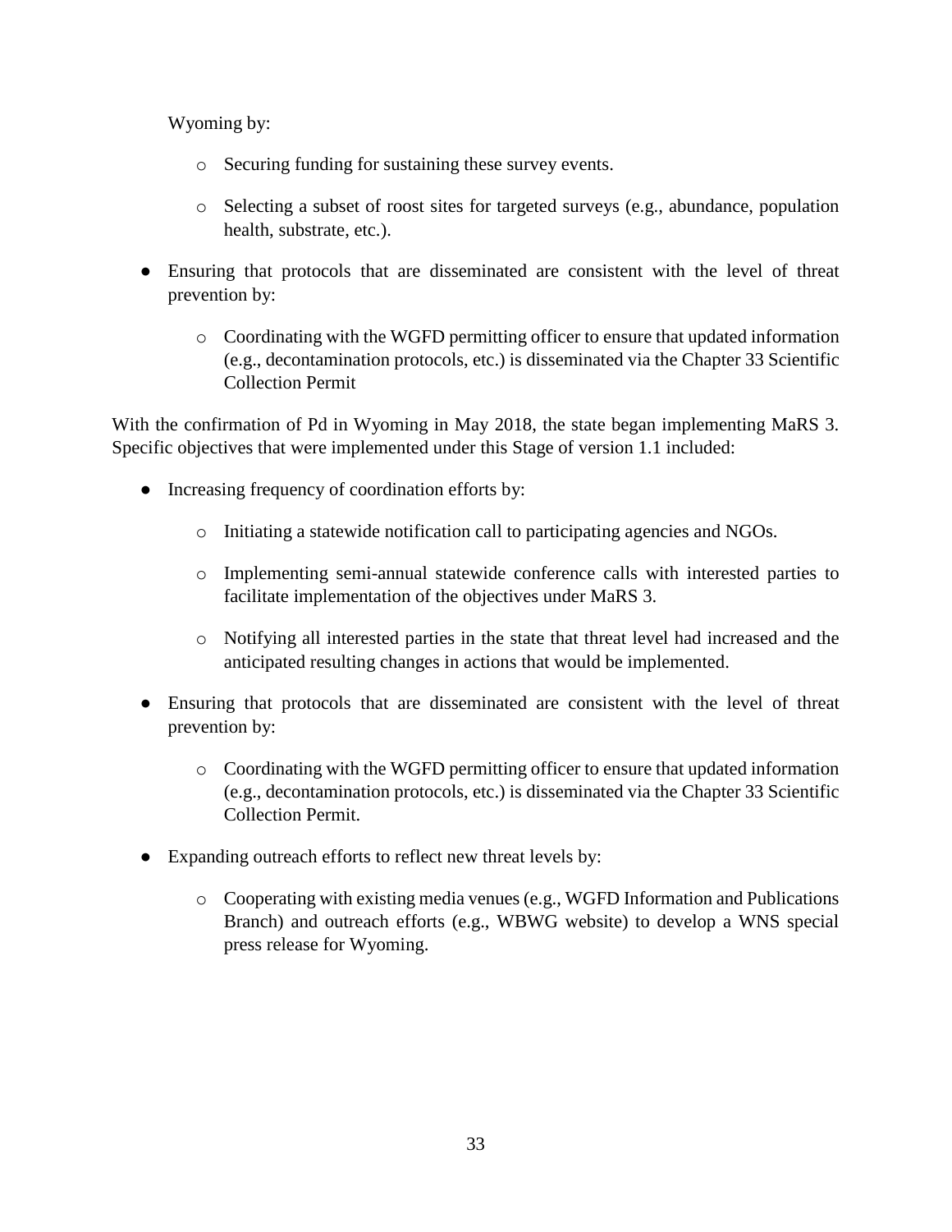Wyoming by:

  - Securing funding for sustaining these survey events.
  - Selecting a subset of roost sites for targeted surveys (e.g., abundance, population health, substrate, etc.).

- Ensuring that protocols that are disseminated are consistent with the level of threat prevention by:
  - Coordinating with the WGFD permitting officer to ensure that updated information (e.g., decontamination protocols, etc.) is disseminated via the Chapter 33 Scientific Collection Permit

With the confirmation of Pd in Wyoming in May 2018, the state began implementing MaRS 3. Specific objectives that were implemented under this Stage of version 1.1 included:

- Increasing frequency of coordination efforts by:
  - Initiating a statewide notification call to participating agencies and NGOs.
  - Implementing semi-annual statewide conference calls with interested parties to facilitate implementation of the objectives under MaRS 3.
  - Notifying all interested parties in the state that threat level had increased and the anticipated resulting changes in actions that would be implemented.
- Ensuring that protocols that are disseminated are consistent with the level of threat prevention by:
  - Coordinating with the WGFD permitting officer to ensure that updated information (e.g., decontamination protocols, etc.) is disseminated via the Chapter 33 Scientific Collection Permit.
- Expanding outreach efforts to reflect new threat levels by:
  - Cooperating with existing media venues (e.g., WGFD Information and Publications Branch) and outreach efforts (e.g., WBWG website) to develop a WNS special press release for Wyoming.